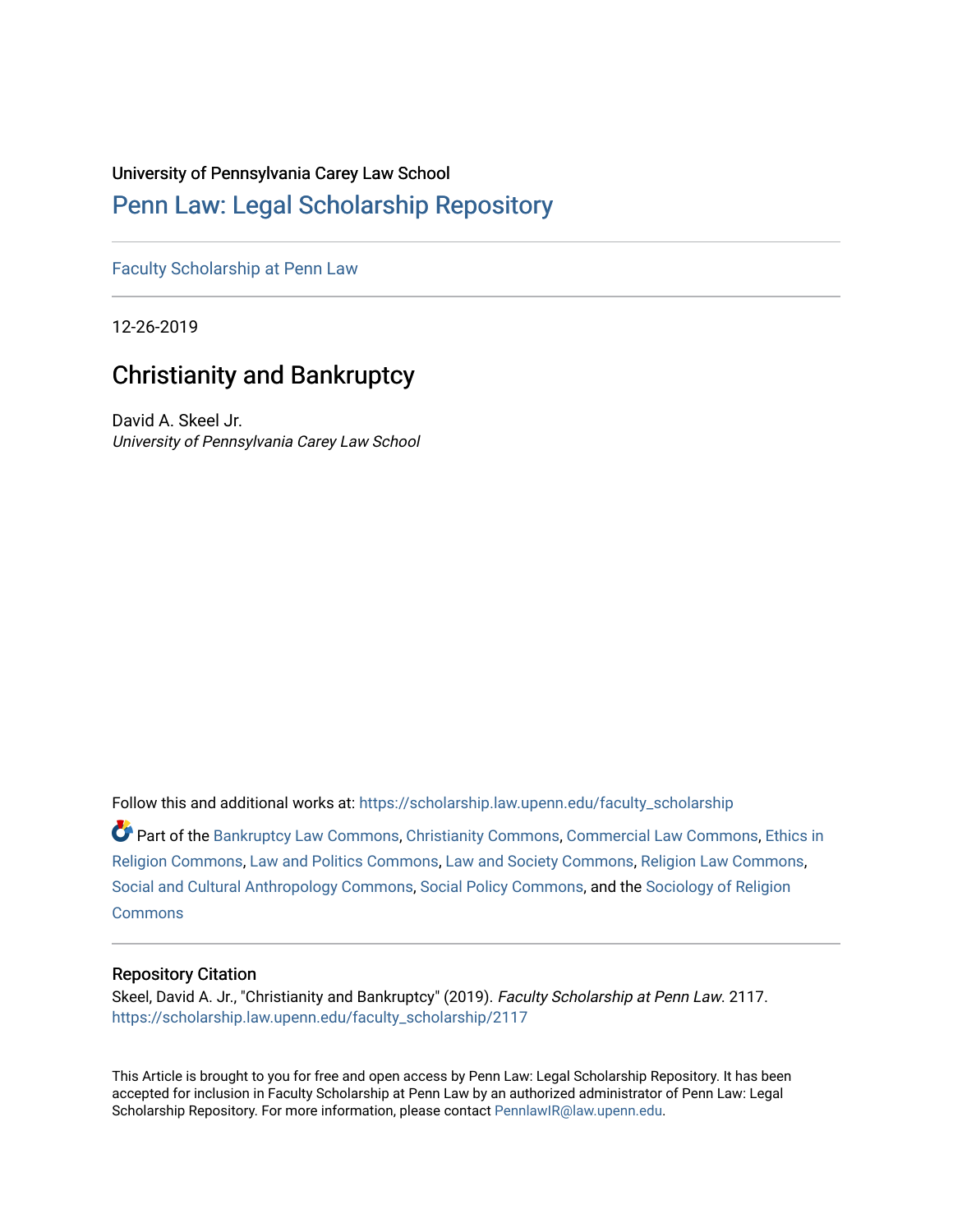University of Pennsylvania Carey Law School

# Penn Law: Legal Scholarship Repository

Faculty Scholarship at Penn Law

12-26-2019

## Christianity and Bankruptcy

David A. Skeel Jr.
*University of Pennsylvania Carey Law School*

Follow this and additional works at: https://scholarship.law.upenn.edu/faculty_scholarship

Part of the Bankruptcy Law Commons, Christianity Commons, Commercial Law Commons, Ethics in Religion Commons, Law and Politics Commons, Law and Society Commons, Religion Law Commons, Social and Cultural Anthropology Commons, Social Policy Commons, and the Sociology of Religion Commons

### Repository Citation

Skeel, David A. Jr., "Christianity and Bankruptcy" (2019). *Faculty Scholarship at Penn Law*. 2117.
https://scholarship.law.upenn.edu/faculty_scholarship/2117

This Article is brought to you for free and open access by Penn Law: Legal Scholarship Repository. It has been accepted for inclusion in Faculty Scholarship at Penn Law by an authorized administrator of Penn Law: Legal Scholarship Repository. For more information, please contact PennlawIR@law.upenn.edu.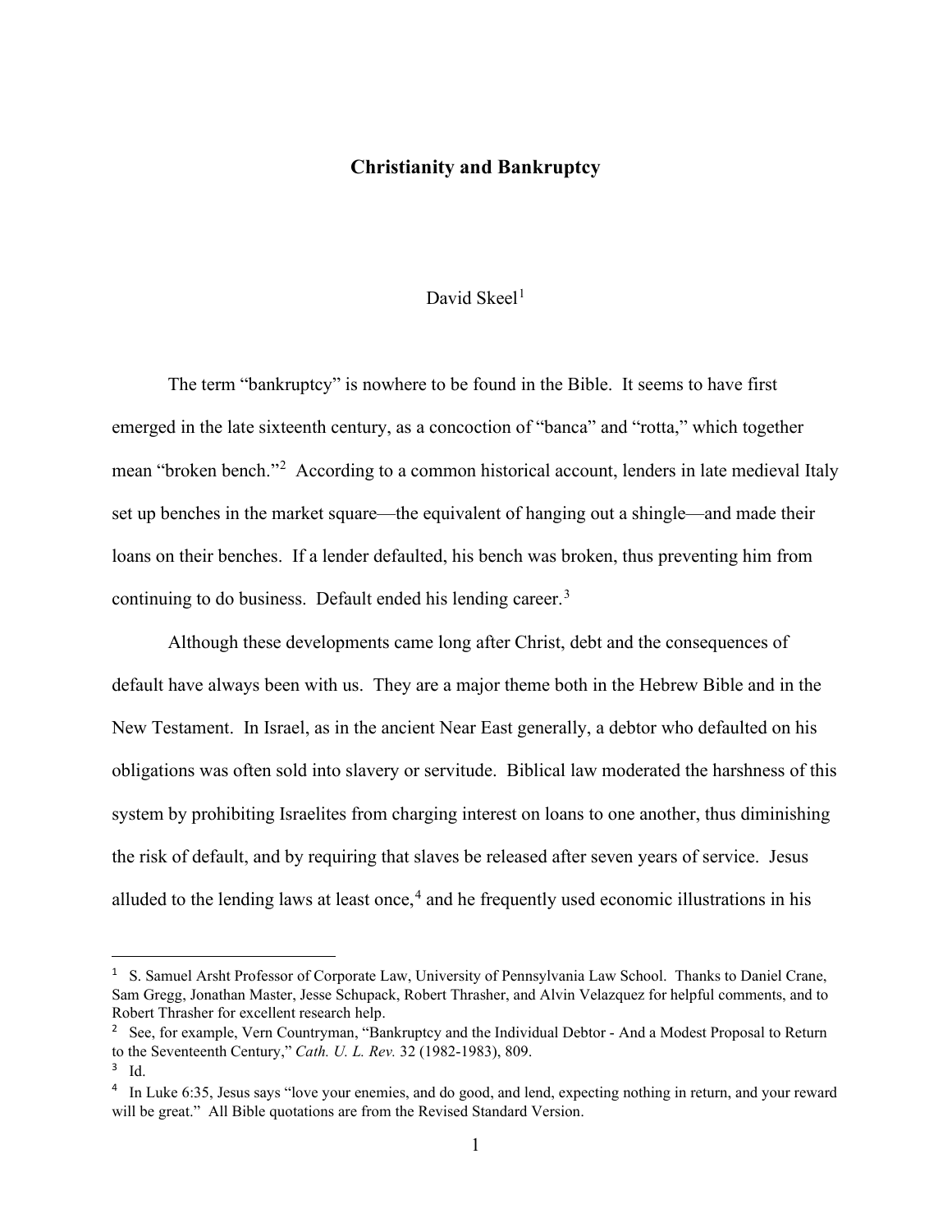# Christianity and Bankruptcy

David Skeel[1]

The term "bankruptcy" is nowhere to be found in the Bible. It seems to have first emerged in the late sixteenth century, as a concoction of "banca" and "rotta," which together mean "broken bench."[2] According to a common historical account, lenders in late medieval Italy set up benches in the market square—the equivalent of hanging out a shingle—and made their loans on their benches. If a lender defaulted, his bench was broken, thus preventing him from continuing to do business. Default ended his lending career.[3]

Although these developments came long after Christ, debt and the consequences of default have always been with us. They are a major theme both in the Hebrew Bible and in the New Testament. In Israel, as in the ancient Near East generally, a debtor who defaulted on his obligations was often sold into slavery or servitude. Biblical law moderated the harshness of this system by prohibiting Israelites from charging interest on loans to one another, thus diminishing the risk of default, and by requiring that slaves be released after seven years of service. Jesus alluded to the lending laws at least once,[4] and he frequently used economic illustrations in his

---

[1] S. Samuel Arsht Professor of Corporate Law, University of Pennsylvania Law School. Thanks to Daniel Crane, Sam Gregg, Jonathan Master, Jesse Schupack, Robert Thrasher, and Alvin Velazquez for helpful comments, and to Robert Thrasher for excellent research help.

[2] See, for example, Vern Countryman, "Bankruptcy and the Individual Debtor - And a Modest Proposal to Return to the Seventeenth Century," *Cath. U. L. Rev.* 32 (1982-1983), 809.

[3] Id.

[4] In Luke 6:35, Jesus says "love your enemies, and do good, and lend, expecting nothing in return, and your reward will be great." All Bible quotations are from the Revised Standard Version.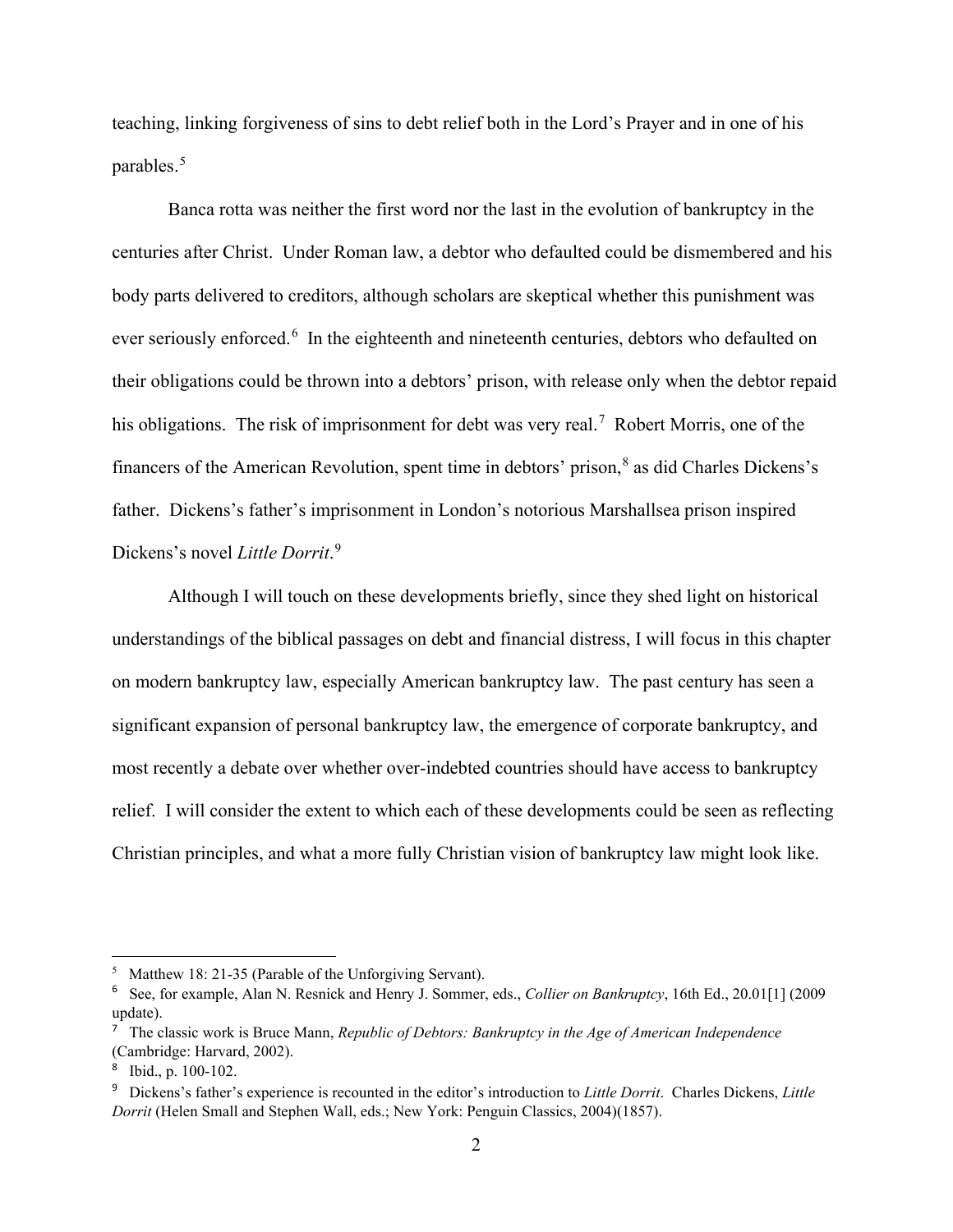teaching, linking forgiveness of sins to debt relief both in the Lord's Prayer and in one of his parables.[5]

Banca rotta was neither the first word nor the last in the evolution of bankruptcy in the centuries after Christ. Under Roman law, a debtor who defaulted could be dismembered and his body parts delivered to creditors, although scholars are skeptical whether this punishment was ever seriously enforced.[6] In the eighteenth and nineteenth centuries, debtors who defaulted on their obligations could be thrown into a debtors' prison, with release only when the debtor repaid his obligations. The risk of imprisonment for debt was very real.[7] Robert Morris, one of the financers of the American Revolution, spent time in debtors' prison,[8] as did Charles Dickens's father. Dickens's father's imprisonment in London's notorious Marshallsea prison inspired Dickens's novel *Little Dorrit*.[9]

Although I will touch on these developments briefly, since they shed light on historical understandings of the biblical passages on debt and financial distress, I will focus in this chapter on modern bankruptcy law, especially American bankruptcy law. The past century has seen a significant expansion of personal bankruptcy law, the emergence of corporate bankruptcy, and most recently a debate over whether over-indebted countries should have access to bankruptcy relief. I will consider the extent to which each of these developments could be seen as reflecting Christian principles, and what a more fully Christian vision of bankruptcy law might look like.

---

[5] Matthew 18: 21-35 (Parable of the Unforgiving Servant).

[6] See, for example, Alan N. Resnick and Henry J. Sommer, eds., *Collier on Bankruptcy*, 16th Ed., 20.01[1] (2009 update).

[7] The classic work is Bruce Mann, *Republic of Debtors: Bankruptcy in the Age of American Independence* (Cambridge: Harvard, 2002).

[8] Ibid., p. 100-102.

[9] Dickens's father's experience is recounted in the editor's introduction to *Little Dorrit*. Charles Dickens, *Little Dorrit* (Helen Small and Stephen Wall, eds.; New York: Penguin Classics, 2004)(1857).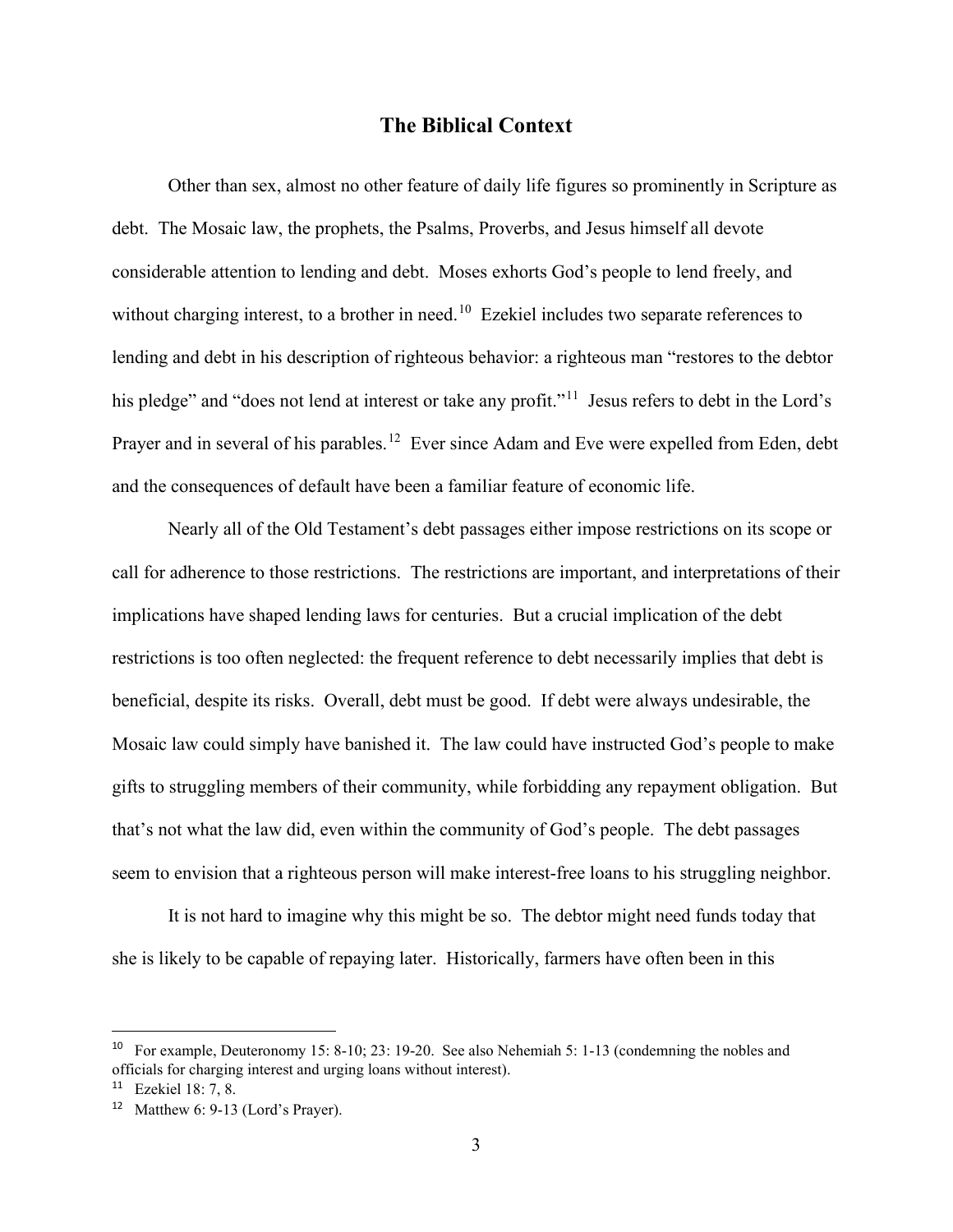## The Biblical Context

Other than sex, almost no other feature of daily life figures so prominently in Scripture as debt. The Mosaic law, the prophets, the Psalms, Proverbs, and Jesus himself all devote considerable attention to lending and debt. Moses exhorts God's people to lend freely, and without charging interest, to a brother in need.[10] Ezekiel includes two separate references to lending and debt in his description of righteous behavior: a righteous man "restores to the debtor his pledge" and "does not lend at interest or take any profit."[11] Jesus refers to debt in the Lord's Prayer and in several of his parables.[12] Ever since Adam and Eve were expelled from Eden, debt and the consequences of default have been a familiar feature of economic life.

Nearly all of the Old Testament's debt passages either impose restrictions on its scope or call for adherence to those restrictions. The restrictions are important, and interpretations of their implications have shaped lending laws for centuries. But a crucial implication of the debt restrictions is too often neglected: the frequent reference to debt necessarily implies that debt is beneficial, despite its risks. Overall, debt must be good. If debt were always undesirable, the Mosaic law could simply have banished it. The law could have instructed God's people to make gifts to struggling members of their community, while forbidding any repayment obligation. But that's not what the law did, even within the community of God's people. The debt passages seem to envision that a righteous person will make interest-free loans to his struggling neighbor.

It is not hard to imagine why this might be so. The debtor might need funds today that she is likely to be capable of repaying later. Historically, farmers have often been in this

---

[10] For example, Deuteronomy 15: 8-10; 23: 19-20. See also Nehemiah 5: 1-13 (condemning the nobles and officials for charging interest and urging loans without interest).

[11] Ezekiel 18: 7, 8.

[12] Matthew 6: 9-13 (Lord's Prayer).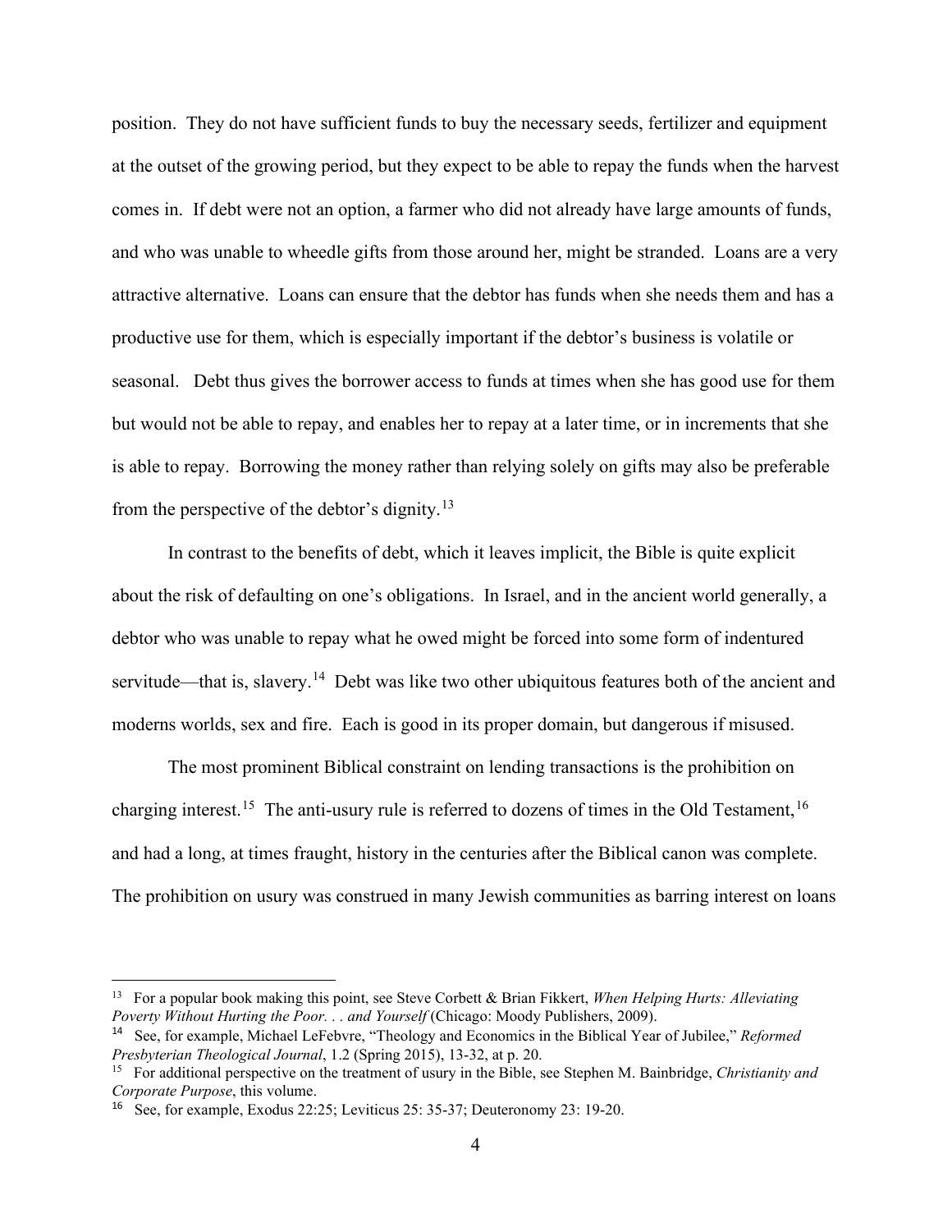position. They do not have sufficient funds to buy the necessary seeds, fertilizer and equipment at the outset of the growing period, but they expect to be able to repay the funds when the harvest comes in. If debt were not an option, a farmer who did not already have large amounts of funds, and who was unable to wheedle gifts from those around her, might be stranded. Loans are a very attractive alternative. Loans can ensure that the debtor has funds when she needs them and has a productive use for them, which is especially important if the debtor's business is volatile or seasonal. Debt thus gives the borrower access to funds at times when she has good use for them but would not be able to repay, and enables her to repay at a later time, or in increments that she is able to repay. Borrowing the money rather than relying solely on gifts may also be preferable from the perspective of the debtor's dignity.[13]

In contrast to the benefits of debt, which it leaves implicit, the Bible is quite explicit about the risk of defaulting on one's obligations. In Israel, and in the ancient world generally, a debtor who was unable to repay what he owed might be forced into some form of indentured servitude—that is, slavery.[14] Debt was like two other ubiquitous features both of the ancient and moderns worlds, sex and fire. Each is good in its proper domain, but dangerous if misused.

The most prominent Biblical constraint on lending transactions is the prohibition on charging interest.[15] The anti-usury rule is referred to dozens of times in the Old Testament,[16] and had a long, at times fraught, history in the centuries after the Biblical canon was complete. The prohibition on usury was construed in many Jewish communities as barring interest on loans

---

[13] For a popular book making this point, see Steve Corbett & Brian Fikkert, *When Helping Hurts: Alleviating Poverty Without Hurting the Poor. . . and Yourself* (Chicago: Moody Publishers, 2009).

[14] See, for example, Michael LeFebvre, "Theology and Economics in the Biblical Year of Jubilee," *Reformed Presbyterian Theological Journal*, 1.2 (Spring 2015), 13-32, at p. 20.

[15] For additional perspective on the treatment of usury in the Bible, see Stephen M. Bainbridge, *Christianity and Corporate Purpose*, this volume.

[16] See, for example, Exodus 22:25; Leviticus 25: 35-37; Deuteronomy 23: 19-20.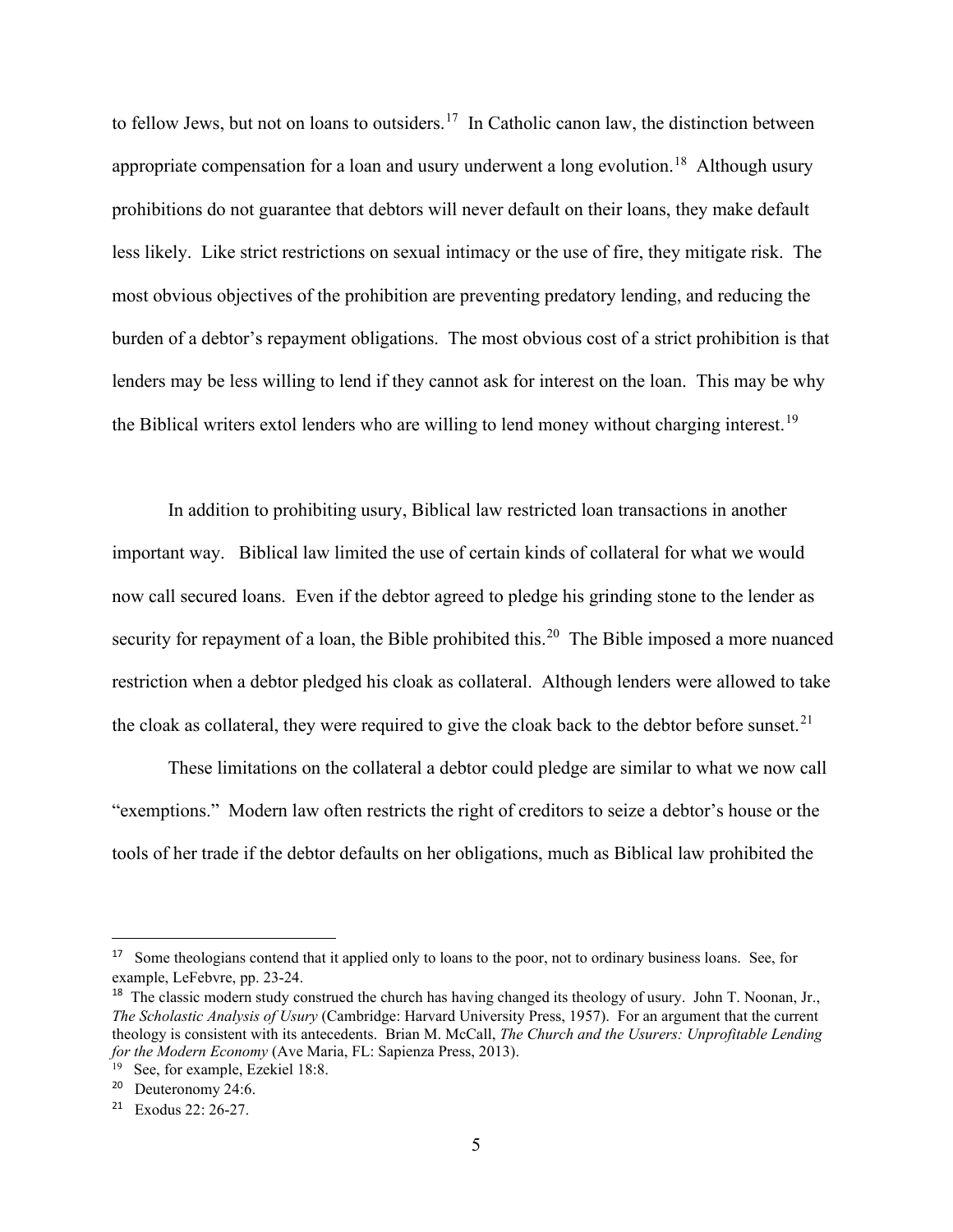to fellow Jews, but not on loans to outsiders.[17] In Catholic canon law, the distinction between appropriate compensation for a loan and usury underwent a long evolution.[18] Although usury prohibitions do not guarantee that debtors will never default on their loans, they make default less likely. Like strict restrictions on sexual intimacy or the use of fire, they mitigate risk. The most obvious objectives of the prohibition are preventing predatory lending, and reducing the burden of a debtor's repayment obligations. The most obvious cost of a strict prohibition is that lenders may be less willing to lend if they cannot ask for interest on the loan. This may be why the Biblical writers extol lenders who are willing to lend money without charging interest.[19]

In addition to prohibiting usury, Biblical law restricted loan transactions in another important way. Biblical law limited the use of certain kinds of collateral for what we would now call secured loans. Even if the debtor agreed to pledge his grinding stone to the lender as security for repayment of a loan, the Bible prohibited this.[20] The Bible imposed a more nuanced restriction when a debtor pledged his cloak as collateral. Although lenders were allowed to take the cloak as collateral, they were required to give the cloak back to the debtor before sunset.[21]

These limitations on the collateral a debtor could pledge are similar to what we now call "exemptions." Modern law often restricts the right of creditors to seize a debtor's house or the tools of her trade if the debtor defaults on her obligations, much as Biblical law prohibited the

---

[17] Some theologians contend that it applied only to loans to the poor, not to ordinary business loans. See, for example, LeFebvre, pp. 23-24.

[18] The classic modern study construed the church has having changed its theology of usury. John T. Noonan, Jr., *The Scholastic Analysis of Usury* (Cambridge: Harvard University Press, 1957). For an argument that the current theology is consistent with its antecedents. Brian M. McCall, *The Church and the Usurers: Unprofitable Lending for the Modern Economy* (Ave Maria, FL: Sapienza Press, 2013).

[19] See, for example, Ezekiel 18:8.

[20] Deuteronomy 24:6.

[21] Exodus 22: 26-27.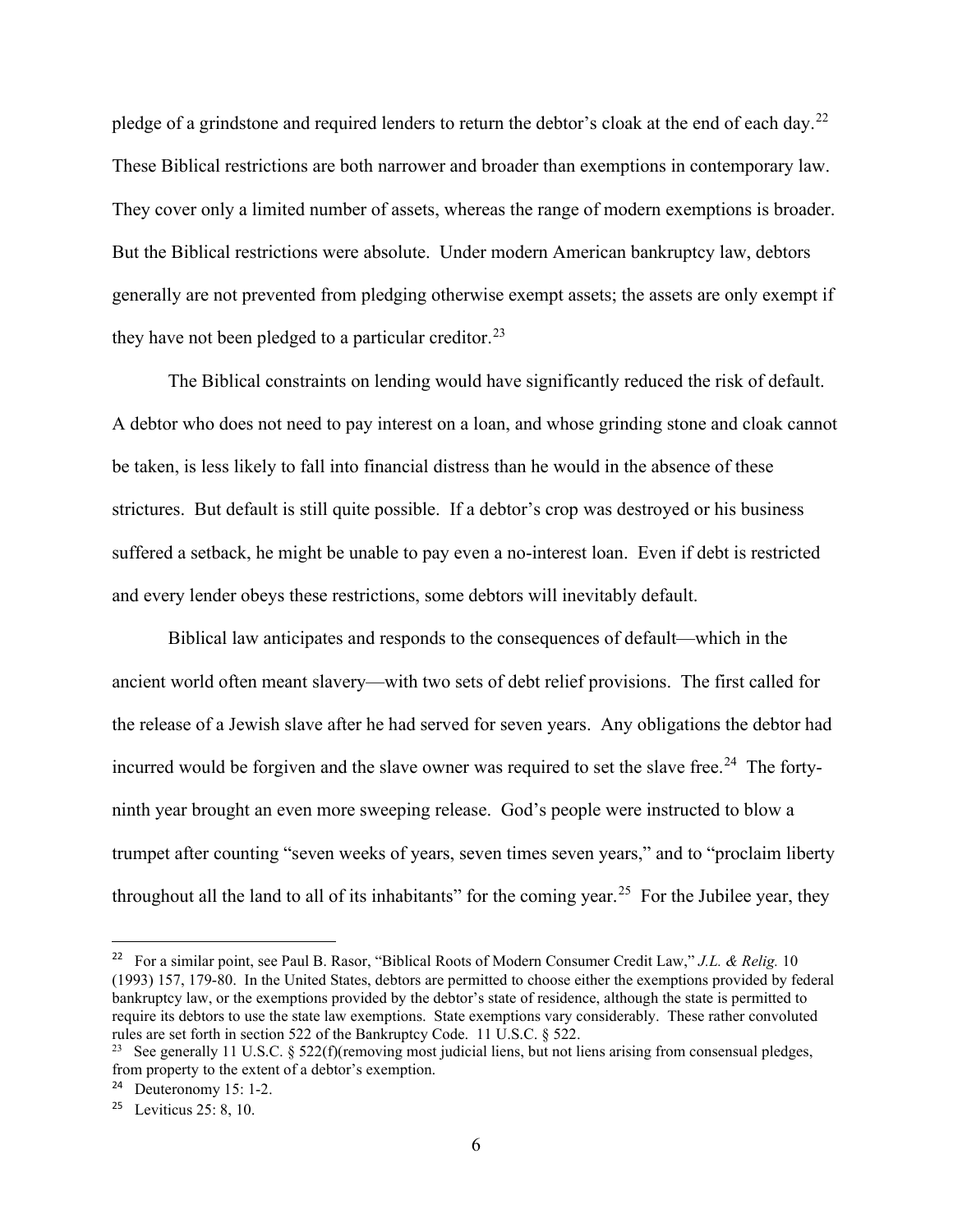pledge of a grindstone and required lenders to return the debtor's cloak at the end of each day.[22] These Biblical restrictions are both narrower and broader than exemptions in contemporary law. They cover only a limited number of assets, whereas the range of modern exemptions is broader. But the Biblical restrictions were absolute. Under modern American bankruptcy law, debtors generally are not prevented from pledging otherwise exempt assets; the assets are only exempt if they have not been pledged to a particular creditor.[23]

The Biblical constraints on lending would have significantly reduced the risk of default. A debtor who does not need to pay interest on a loan, and whose grinding stone and cloak cannot be taken, is less likely to fall into financial distress than he would in the absence of these strictures. But default is still quite possible. If a debtor's crop was destroyed or his business suffered a setback, he might be unable to pay even a no-interest loan. Even if debt is restricted and every lender obeys these restrictions, some debtors will inevitably default.

Biblical law anticipates and responds to the consequences of default—which in the ancient world often meant slavery—with two sets of debt relief provisions. The first called for the release of a Jewish slave after he had served for seven years. Any obligations the debtor had incurred would be forgiven and the slave owner was required to set the slave free.[24] The forty-ninth year brought an even more sweeping release. God's people were instructed to blow a trumpet after counting "seven weeks of years, seven times seven years," and to "proclaim liberty throughout all the land to all of its inhabitants" for the coming year.[25] For the Jubilee year, they

---

[22] For a similar point, see Paul B. Rasor, "Biblical Roots of Modern Consumer Credit Law," *J.L. & Relig.* 10 (1993) 157, 179-80. In the United States, debtors are permitted to choose either the exemptions provided by federal bankruptcy law, or the exemptions provided by the debtor's state of residence, although the state is permitted to require its debtors to use the state law exemptions. State exemptions vary considerably. These rather convoluted rules are set forth in section 522 of the Bankruptcy Code. 11 U.S.C. § 522.

[23] See generally 11 U.S.C. § 522(f)(removing most judicial liens, but not liens arising from consensual pledges, from property to the extent of a debtor's exemption.

[24] Deuteronomy 15: 1-2.

[25] Leviticus 25: 8, 10.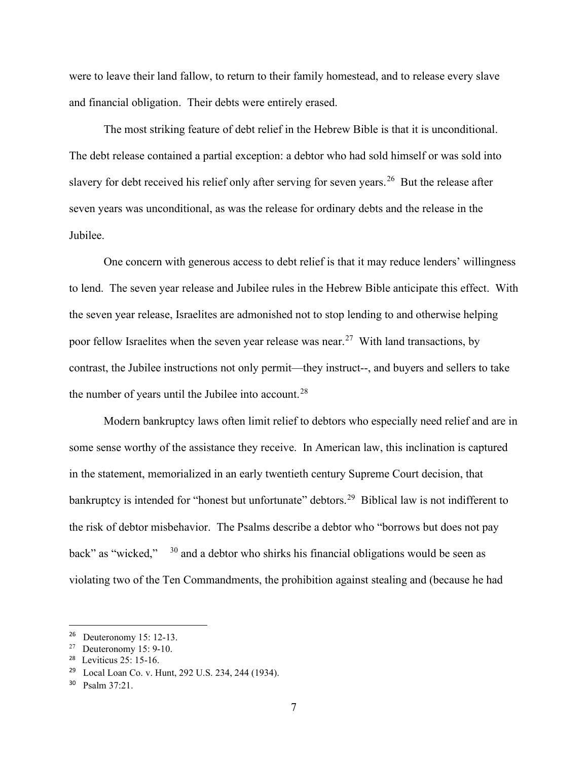were to leave their land fallow, to return to their family homestead, and to release every slave and financial obligation. Their debts were entirely erased.

The most striking feature of debt relief in the Hebrew Bible is that it is unconditional. The debt release contained a partial exception: a debtor who had sold himself or was sold into slavery for debt received his relief only after serving for seven years.[26] But the release after seven years was unconditional, as was the release for ordinary debts and the release in the Jubilee.

One concern with generous access to debt relief is that it may reduce lenders' willingness to lend. The seven year release and Jubilee rules in the Hebrew Bible anticipate this effect. With the seven year release, Israelites are admonished not to stop lending to and otherwise helping poor fellow Israelites when the seven year release was near.[27] With land transactions, by contrast, the Jubilee instructions not only permit—they instruct--, and buyers and sellers to take the number of years until the Jubilee into account.[28]

Modern bankruptcy laws often limit relief to debtors who especially need relief and are in some sense worthy of the assistance they receive. In American law, this inclination is captured in the statement, memorialized in an early twentieth century Supreme Court decision, that bankruptcy is intended for "honest but unfortunate" debtors.[29] Biblical law is not indifferent to the risk of debtor misbehavior. The Psalms describe a debtor who "borrows but does not pay back" as "wicked," [30] and a debtor who shirks his financial obligations would be seen as violating two of the Ten Commandments, the prohibition against stealing and (because he had

---

[26] Deuteronomy 15: 12-13.

[27] Deuteronomy 15: 9-10.

[28] Leviticus 25: 15-16.

[29] Local Loan Co. v. Hunt, 292 U.S. 234, 244 (1934).

[30] Psalm 37:21.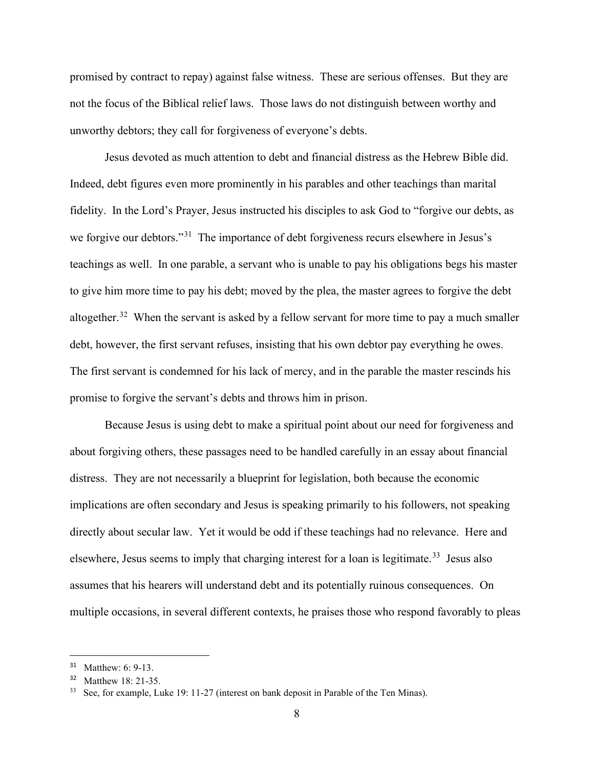promised by contract to repay) against false witness. These are serious offenses. But they are not the focus of the Biblical relief laws. Those laws do not distinguish between worthy and unworthy debtors; they call for forgiveness of everyone's debts.

Jesus devoted as much attention to debt and financial distress as the Hebrew Bible did. Indeed, debt figures even more prominently in his parables and other teachings than marital fidelity. In the Lord's Prayer, Jesus instructed his disciples to ask God to "forgive our debts, as we forgive our debtors."[31] The importance of debt forgiveness recurs elsewhere in Jesus's teachings as well. In one parable, a servant who is unable to pay his obligations begs his master to give him more time to pay his debt; moved by the plea, the master agrees to forgive the debt altogether.[32] When the servant is asked by a fellow servant for more time to pay a much smaller debt, however, the first servant refuses, insisting that his own debtor pay everything he owes. The first servant is condemned for his lack of mercy, and in the parable the master rescinds his promise to forgive the servant's debts and throws him in prison.

Because Jesus is using debt to make a spiritual point about our need for forgiveness and about forgiving others, these passages need to be handled carefully in an essay about financial distress. They are not necessarily a blueprint for legislation, both because the economic implications are often secondary and Jesus is speaking primarily to his followers, not speaking directly about secular law. Yet it would be odd if these teachings had no relevance. Here and elsewhere, Jesus seems to imply that charging interest for a loan is legitimate.[33] Jesus also assumes that his hearers will understand debt and its potentially ruinous consequences. On multiple occasions, in several different contexts, he praises those who respond favorably to pleas

[31] Matthew: 6: 9-13.

[32] Matthew 18: 21-35.

[33] See, for example, Luke 19: 11-27 (interest on bank deposit in Parable of the Ten Minas).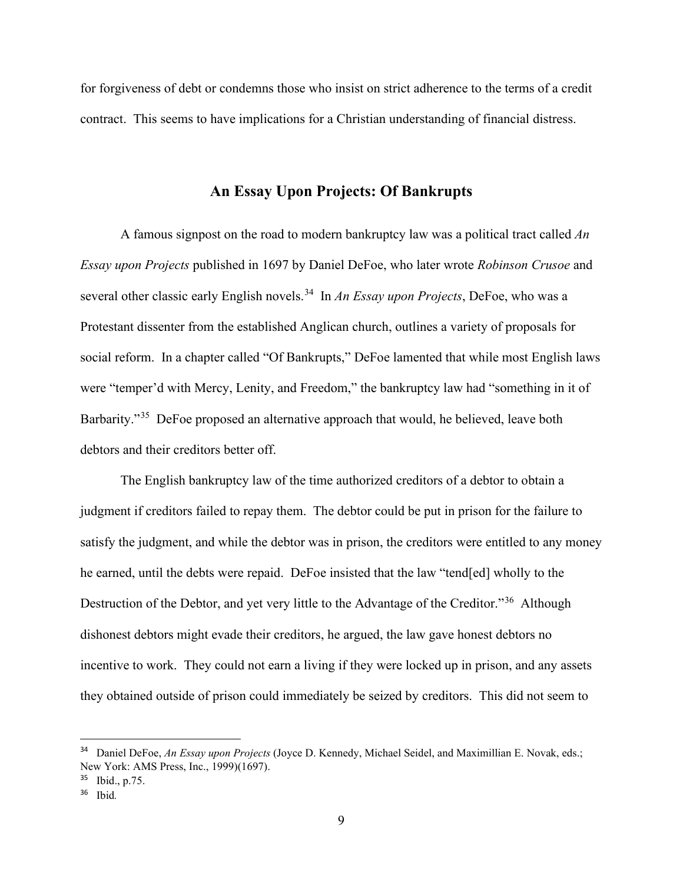for forgiveness of debt or condemns those who insist on strict adherence to the terms of a credit contract. This seems to have implications for a Christian understanding of financial distress.

## An Essay Upon Projects: Of Bankrupts

A famous signpost on the road to modern bankruptcy law was a political tract called *An Essay upon Projects* published in 1697 by Daniel DeFoe, who later wrote *Robinson Crusoe* and several other classic early English novels.[34] In *An Essay upon Projects*, DeFoe, who was a Protestant dissenter from the established Anglican church, outlines a variety of proposals for social reform. In a chapter called "Of Bankrupts," DeFoe lamented that while most English laws were "temper'd with Mercy, Lenity, and Freedom," the bankruptcy law had "something in it of Barbarity."[35] DeFoe proposed an alternative approach that would, he believed, leave both debtors and their creditors better off.

The English bankruptcy law of the time authorized creditors of a debtor to obtain a judgment if creditors failed to repay them. The debtor could be put in prison for the failure to satisfy the judgment, and while the debtor was in prison, the creditors were entitled to any money he earned, until the debts were repaid. DeFoe insisted that the law "tend[ed] wholly to the Destruction of the Debtor, and yet very little to the Advantage of the Creditor."[36] Although dishonest debtors might evade their creditors, he argued, the law gave honest debtors no incentive to work. They could not earn a living if they were locked up in prison, and any assets they obtained outside of prison could immediately be seized by creditors. This did not seem to

---

[34] Daniel DeFoe, *An Essay upon Projects* (Joyce D. Kennedy, Michael Seidel, and Maximillian E. Novak, eds.; New York: AMS Press, Inc., 1999)(1697).

[35] Ibid., p.75.

[36] Ibid.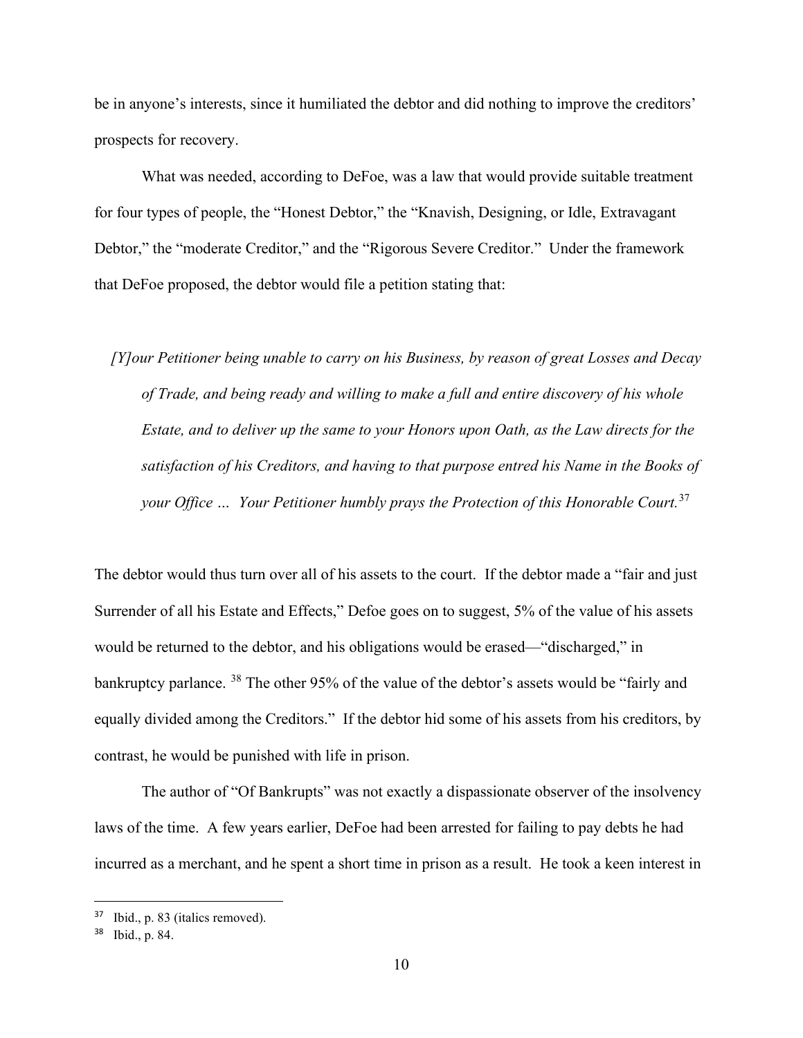be in anyone's interests, since it humiliated the debtor and did nothing to improve the creditors' prospects for recovery.

What was needed, according to DeFoe, was a law that would provide suitable treatment for four types of people, the "Honest Debtor," the "Knavish, Designing, or Idle, Extravagant Debtor," the "moderate Creditor," and the "Rigorous Severe Creditor." Under the framework that DeFoe proposed, the debtor would file a petition stating that:

> *[Y]our Petitioner being unable to carry on his Business, by reason of great Losses and Decay of Trade, and being ready and willing to make a full and entire discovery of his whole Estate, and to deliver up the same to your Honors upon Oath, as the Law directs for the satisfaction of his Creditors, and having to that purpose entred his Name in the Books of your Office … Your Petitioner humbly prays the Protection of this Honorable Court.*[37]

The debtor would thus turn over all of his assets to the court. If the debtor made a "fair and just Surrender of all his Estate and Effects," Defoe goes on to suggest, 5% of the value of his assets would be returned to the debtor, and his obligations would be erased—"discharged," in bankruptcy parlance. [38] The other 95% of the value of the debtor's assets would be "fairly and equally divided among the Creditors." If the debtor hid some of his assets from his creditors, by contrast, he would be punished with life in prison.

The author of "Of Bankrupts" was not exactly a dispassionate observer of the insolvency laws of the time. A few years earlier, DeFoe had been arrested for failing to pay debts he had incurred as a merchant, and he spent a short time in prison as a result. He took a keen interest in

---

[37] Ibid., p. 83 (italics removed).

[38] Ibid., p. 84.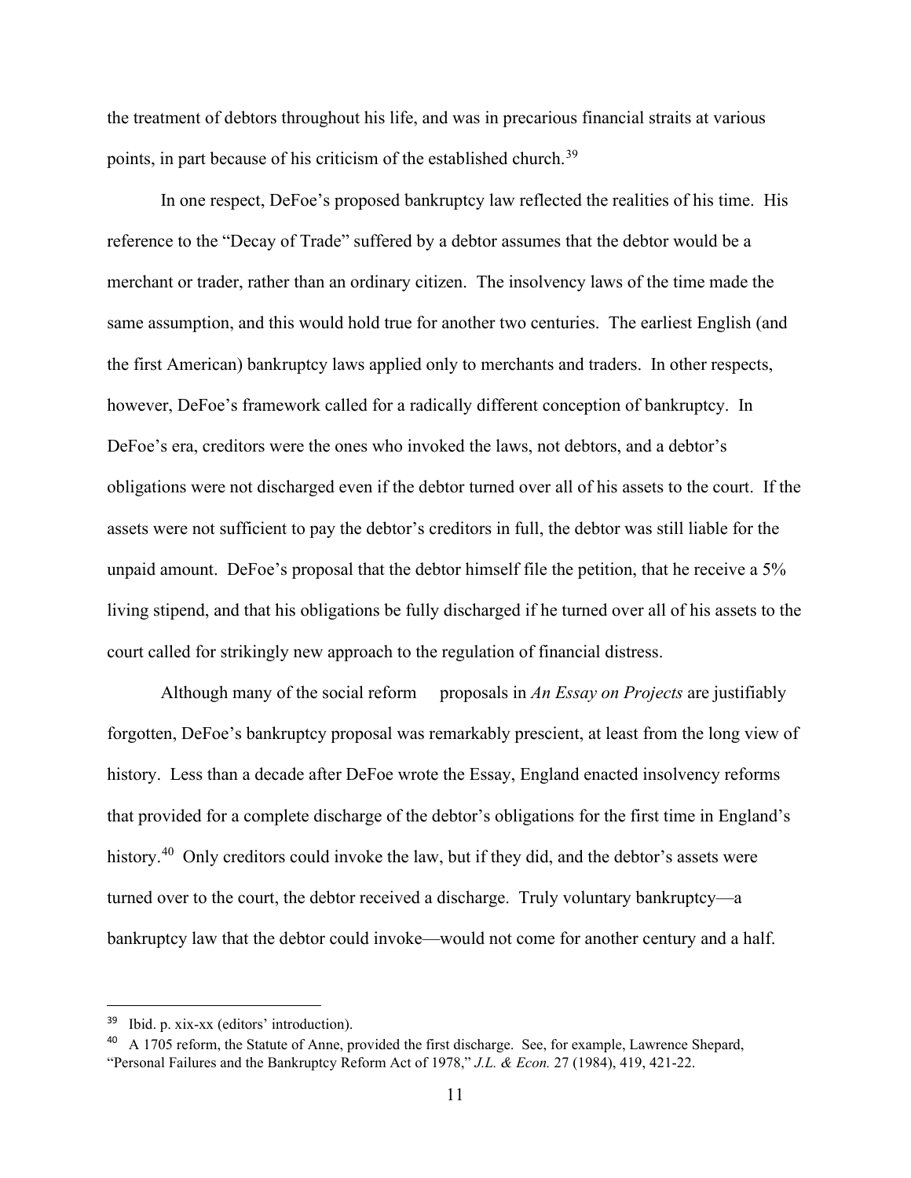the treatment of debtors throughout his life, and was in precarious financial straits at various points, in part because of his criticism of the established church.[39]

In one respect, DeFoe's proposed bankruptcy law reflected the realities of his time. His reference to the "Decay of Trade" suffered by a debtor assumes that the debtor would be a merchant or trader, rather than an ordinary citizen. The insolvency laws of the time made the same assumption, and this would hold true for another two centuries. The earliest English (and the first American) bankruptcy laws applied only to merchants and traders. In other respects, however, DeFoe's framework called for a radically different conception of bankruptcy. In DeFoe's era, creditors were the ones who invoked the laws, not debtors, and a debtor's obligations were not discharged even if the debtor turned over all of his assets to the court. If the assets were not sufficient to pay the debtor's creditors in full, the debtor was still liable for the unpaid amount. DeFoe's proposal that the debtor himself file the petition, that he receive a 5% living stipend, and that his obligations be fully discharged if he turned over all of his assets to the court called for strikingly new approach to the regulation of financial distress.

Although many of the social reform proposals in *An Essay on Projects* are justifiably forgotten, DeFoe's bankruptcy proposal was remarkably prescient, at least from the long view of history. Less than a decade after DeFoe wrote the Essay, England enacted insolvency reforms that provided for a complete discharge of the debtor's obligations for the first time in England's history.[40] Only creditors could invoke the law, but if they did, and the debtor's assets were turned over to the court, the debtor received a discharge. Truly voluntary bankruptcy—a bankruptcy law that the debtor could invoke—would not come for another century and a half.

---

[39] Ibid. p. xix-xx (editors' introduction).

[40] A 1705 reform, the Statute of Anne, provided the first discharge. See, for example, Lawrence Shepard, "Personal Failures and the Bankruptcy Reform Act of 1978," *J.L. & Econ.* 27 (1984), 419, 421-22.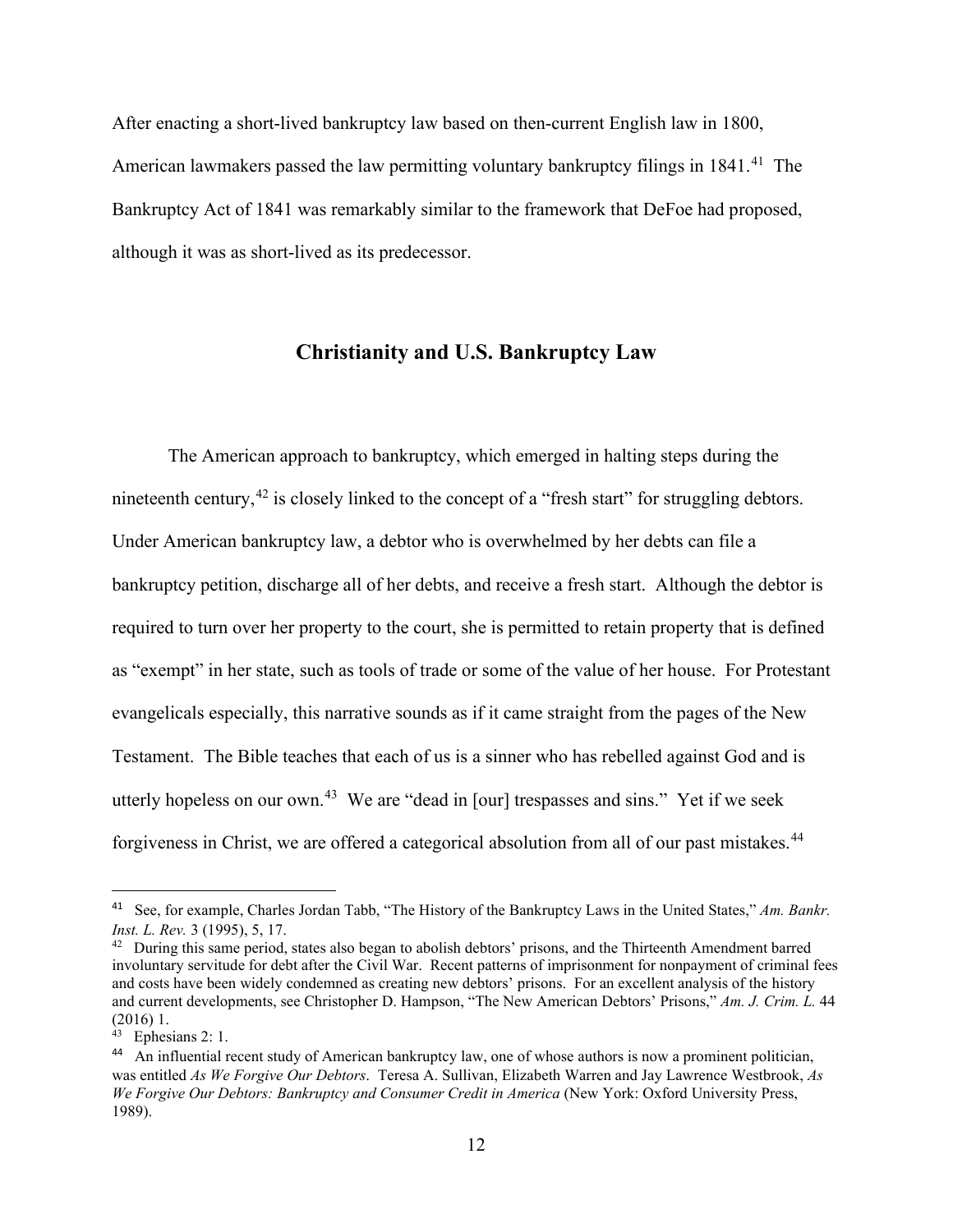After enacting a short-lived bankruptcy law based on then-current English law in 1800, American lawmakers passed the law permitting voluntary bankruptcy filings in 1841.[41] The Bankruptcy Act of 1841 was remarkably similar to the framework that DeFoe had proposed, although it was as short-lived as its predecessor.

## Christianity and U.S. Bankruptcy Law

The American approach to bankruptcy, which emerged in halting steps during the nineteenth century,[42] is closely linked to the concept of a "fresh start" for struggling debtors. Under American bankruptcy law, a debtor who is overwhelmed by her debts can file a bankruptcy petition, discharge all of her debts, and receive a fresh start. Although the debtor is required to turn over her property to the court, she is permitted to retain property that is defined as "exempt" in her state, such as tools of trade or some of the value of her house. For Protestant evangelicals especially, this narrative sounds as if it came straight from the pages of the New Testament. The Bible teaches that each of us is a sinner who has rebelled against God and is utterly hopeless on our own.[43] We are "dead in [our] trespasses and sins." Yet if we seek forgiveness in Christ, we are offered a categorical absolution from all of our past mistakes.[44]

---

[41] See, for example, Charles Jordan Tabb, "The History of the Bankruptcy Laws in the United States," *Am. Bankr. Inst. L. Rev.* 3 (1995), 5, 17.

[42] During this same period, states also began to abolish debtors' prisons, and the Thirteenth Amendment barred involuntary servitude for debt after the Civil War. Recent patterns of imprisonment for nonpayment of criminal fees and costs have been widely condemned as creating new debtors' prisons. For an excellent analysis of the history and current developments, see Christopher D. Hampson, "The New American Debtors' Prisons," *Am. J. Crim. L.* 44 (2016) 1.

[43] Ephesians 2: 1.

[44] An influential recent study of American bankruptcy law, one of whose authors is now a prominent politician, was entitled *As We Forgive Our Debtors*. Teresa A. Sullivan, Elizabeth Warren and Jay Lawrence Westbrook, *As We Forgive Our Debtors: Bankruptcy and Consumer Credit in America* (New York: Oxford University Press, 1989).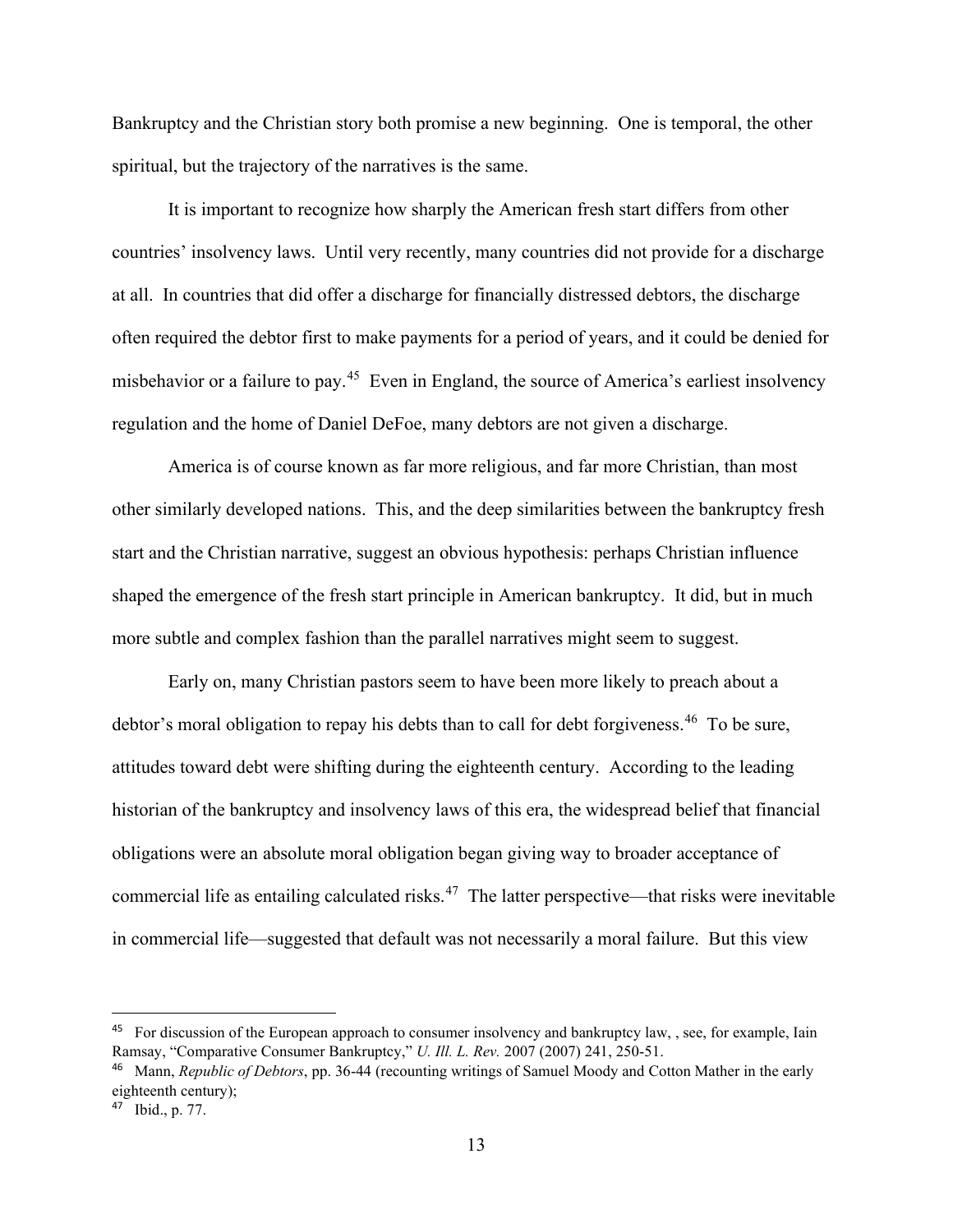Bankruptcy and the Christian story both promise a new beginning. One is temporal, the other spiritual, but the trajectory of the narratives is the same.

It is important to recognize how sharply the American fresh start differs from other countries' insolvency laws. Until very recently, many countries did not provide for a discharge at all. In countries that did offer a discharge for financially distressed debtors, the discharge often required the debtor first to make payments for a period of years, and it could be denied for misbehavior or a failure to pay.[45] Even in England, the source of America's earliest insolvency regulation and the home of Daniel DeFoe, many debtors are not given a discharge.

America is of course known as far more religious, and far more Christian, than most other similarly developed nations. This, and the deep similarities between the bankruptcy fresh start and the Christian narrative, suggest an obvious hypothesis: perhaps Christian influence shaped the emergence of the fresh start principle in American bankruptcy. It did, but in much more subtle and complex fashion than the parallel narratives might seem to suggest.

Early on, many Christian pastors seem to have been more likely to preach about a debtor's moral obligation to repay his debts than to call for debt forgiveness.[46] To be sure, attitudes toward debt were shifting during the eighteenth century. According to the leading historian of the bankruptcy and insolvency laws of this era, the widespread belief that financial obligations were an absolute moral obligation began giving way to broader acceptance of commercial life as entailing calculated risks.[47] The latter perspective—that risks were inevitable in commercial life—suggested that default was not necessarily a moral failure. But this view

---

[45] For discussion of the European approach to consumer insolvency and bankruptcy law, , see, for example, Iain Ramsay, "Comparative Consumer Bankruptcy," *U. Ill. L. Rev.* 2007 (2007) 241, 250-51.

[46] Mann, *Republic of Debtors*, pp. 36-44 (recounting writings of Samuel Moody and Cotton Mather in the early eighteenth century);

[47] Ibid., p. 77.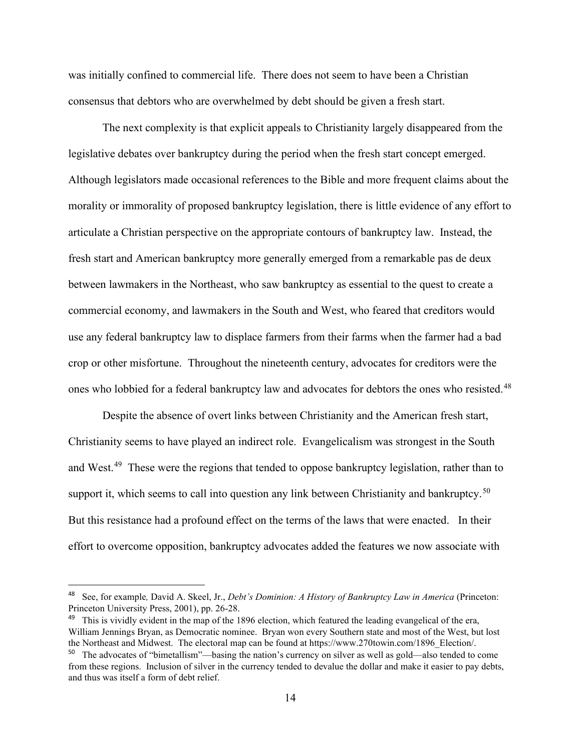was initially confined to commercial life. There does not seem to have been a Christian consensus that debtors who are overwhelmed by debt should be given a fresh start.

The next complexity is that explicit appeals to Christianity largely disappeared from the legislative debates over bankruptcy during the period when the fresh start concept emerged. Although legislators made occasional references to the Bible and more frequent claims about the morality or immorality of proposed bankruptcy legislation, there is little evidence of any effort to articulate a Christian perspective on the appropriate contours of bankruptcy law. Instead, the fresh start and American bankruptcy more generally emerged from a remarkable pas de deux between lawmakers in the Northeast, who saw bankruptcy as essential to the quest to create a commercial economy, and lawmakers in the South and West, who feared that creditors would use any federal bankruptcy law to displace farmers from their farms when the farmer had a bad crop or other misfortune. Throughout the nineteenth century, advocates for creditors were the ones who lobbied for a federal bankruptcy law and advocates for debtors the ones who resisted.[48]

Despite the absence of overt links between Christianity and the American fresh start, Christianity seems to have played an indirect role. Evangelicalism was strongest in the South and West.[49] These were the regions that tended to oppose bankruptcy legislation, rather than to support it, which seems to call into question any link between Christianity and bankruptcy.[50] But this resistance had a profound effect on the terms of the laws that were enacted. In their effort to overcome opposition, bankruptcy advocates added the features we now associate with

---

[48] See, for example*,* David A. Skeel, Jr., *Debt's Dominion: A History of Bankruptcy Law in America* (Princeton: Princeton University Press, 2001), pp. 26-28.

[49] This is vividly evident in the map of the 1896 election, which featured the leading evangelical of the era, William Jennings Bryan, as Democratic nominee. Bryan won every Southern state and most of the West, but lost the Northeast and Midwest. The electoral map can be found at https://www.270towin.com/1896_Election/.

[50] The advocates of "bimetallism"—basing the nation's currency on silver as well as gold—also tended to come from these regions. Inclusion of silver in the currency tended to devalue the dollar and make it easier to pay debts, and thus was itself a form of debt relief.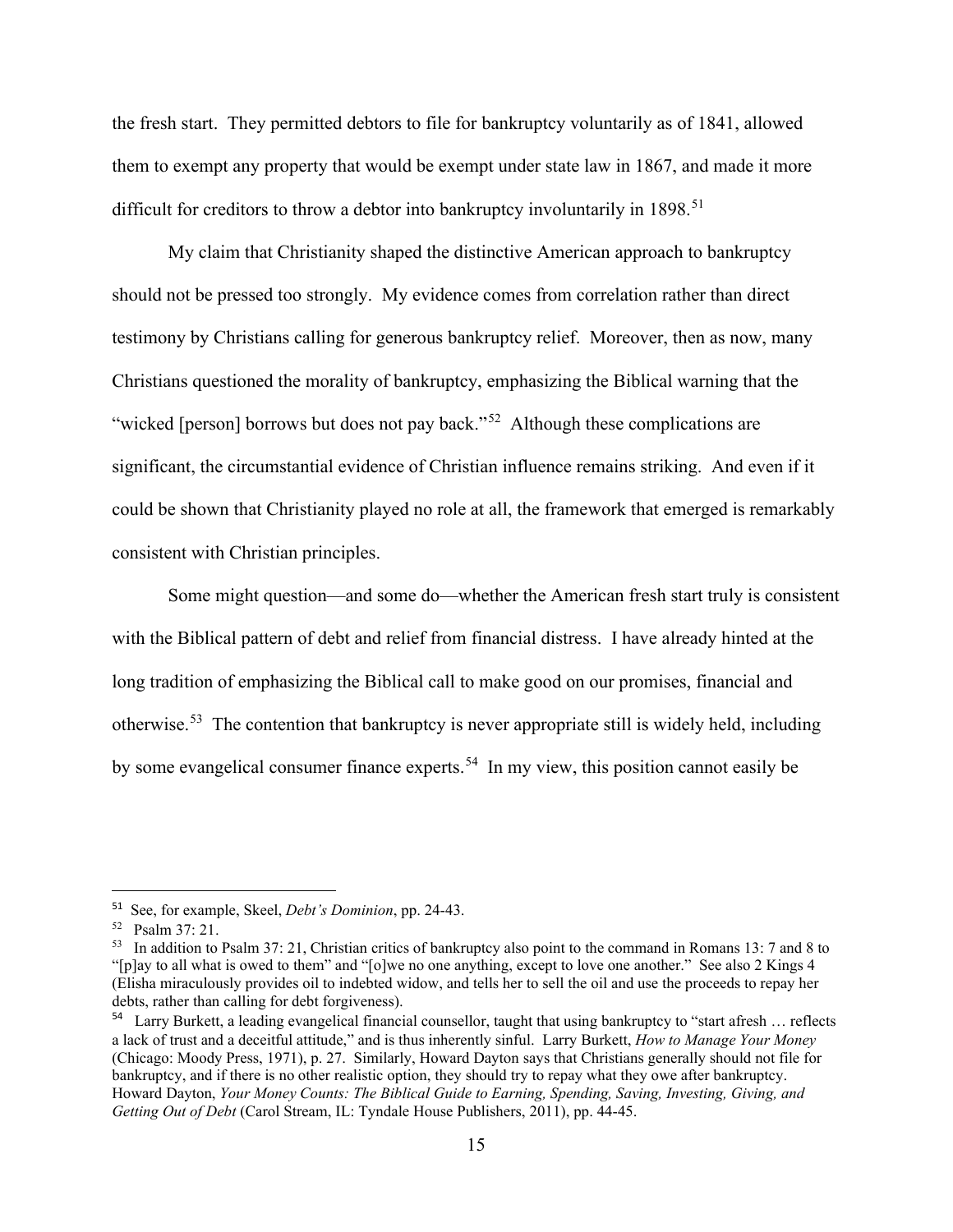the fresh start. They permitted debtors to file for bankruptcy voluntarily as of 1841, allowed them to exempt any property that would be exempt under state law in 1867, and made it more difficult for creditors to throw a debtor into bankruptcy involuntarily in 1898.[51]

My claim that Christianity shaped the distinctive American approach to bankruptcy should not be pressed too strongly. My evidence comes from correlation rather than direct testimony by Christians calling for generous bankruptcy relief. Moreover, then as now, many Christians questioned the morality of bankruptcy, emphasizing the Biblical warning that the "wicked [person] borrows but does not pay back."[52] Although these complications are significant, the circumstantial evidence of Christian influence remains striking. And even if it could be shown that Christianity played no role at all, the framework that emerged is remarkably consistent with Christian principles.

Some might question—and some do—whether the American fresh start truly is consistent with the Biblical pattern of debt and relief from financial distress. I have already hinted at the long tradition of emphasizing the Biblical call to make good on our promises, financial and otherwise.[53] The contention that bankruptcy is never appropriate still is widely held, including by some evangelical consumer finance experts.[54] In my view, this position cannot easily be

---

[51] See, for example, Skeel, *Debt's Dominion*, pp. 24-43.

[52] Psalm 37: 21.

[53] In addition to Psalm 37: 21, Christian critics of bankruptcy also point to the command in Romans 13: 7 and 8 to "[p]ay to all what is owed to them" and "[o]we no one anything, except to love one another." See also 2 Kings 4 (Elisha miraculously provides oil to indebted widow, and tells her to sell the oil and use the proceeds to repay her debts, rather than calling for debt forgiveness).

[54] Larry Burkett, a leading evangelical financial counsellor, taught that using bankruptcy to "start afresh … reflects a lack of trust and a deceitful attitude," and is thus inherently sinful. Larry Burkett, *How to Manage Your Money* (Chicago: Moody Press, 1971), p. 27. Similarly, Howard Dayton says that Christians generally should not file for bankruptcy, and if there is no other realistic option, they should try to repay what they owe after bankruptcy. Howard Dayton, *Your Money Counts: The Biblical Guide to Earning, Spending, Saving, Investing, Giving, and Getting Out of Debt* (Carol Stream, IL: Tyndale House Publishers, 2011), pp. 44-45.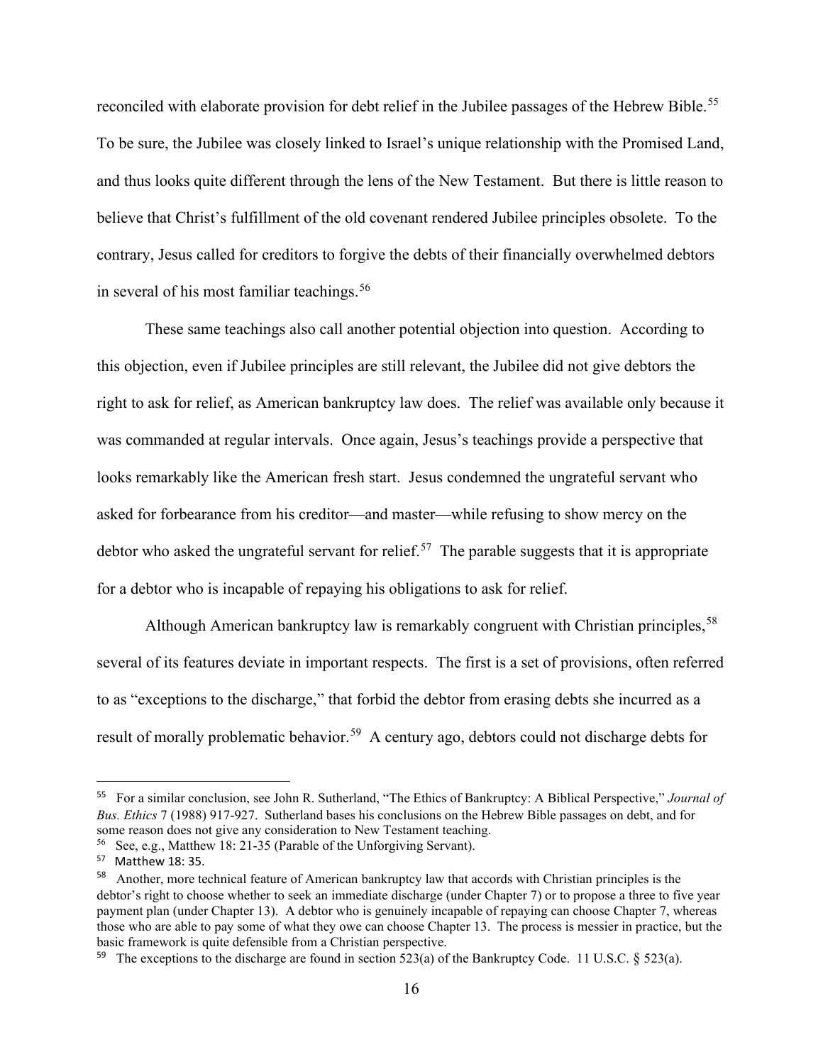reconciled with elaborate provision for debt relief in the Jubilee passages of the Hebrew Bible.[55] To be sure, the Jubilee was closely linked to Israel's unique relationship with the Promised Land, and thus looks quite different through the lens of the New Testament. But there is little reason to believe that Christ's fulfillment of the old covenant rendered Jubilee principles obsolete. To the contrary, Jesus called for creditors to forgive the debts of their financially overwhelmed debtors in several of his most familiar teachings.[56]

These same teachings also call another potential objection into question. According to this objection, even if Jubilee principles are still relevant, the Jubilee did not give debtors the right to ask for relief, as American bankruptcy law does. The relief was available only because it was commanded at regular intervals. Once again, Jesus's teachings provide a perspective that looks remarkably like the American fresh start. Jesus condemned the ungrateful servant who asked for forbearance from his creditor—and master—while refusing to show mercy on the debtor who asked the ungrateful servant for relief.[57] The parable suggests that it is appropriate for a debtor who is incapable of repaying his obligations to ask for relief.

Although American bankruptcy law is remarkably congruent with Christian principles,[58] several of its features deviate in important respects. The first is a set of provisions, often referred to as "exceptions to the discharge," that forbid the debtor from erasing debts she incurred as a result of morally problematic behavior.[59] A century ago, debtors could not discharge debts for

---

[55] For a similar conclusion, see John R. Sutherland, "The Ethics of Bankruptcy: A Biblical Perspective," *Journal of Bus. Ethics* 7 (1988) 917-927. Sutherland bases his conclusions on the Hebrew Bible passages on debt, and for some reason does not give any consideration to New Testament teaching.

[56] See, e.g., Matthew 18: 21-35 (Parable of the Unforgiving Servant).

[57] Matthew 18: 35.

[58] Another, more technical feature of American bankruptcy law that accords with Christian principles is the debtor's right to choose whether to seek an immediate discharge (under Chapter 7) or to propose a three to five year payment plan (under Chapter 13). A debtor who is genuinely incapable of repaying can choose Chapter 7, whereas those who are able to pay some of what they owe can choose Chapter 13. The process is messier in practice, but the basic framework is quite defensible from a Christian perspective.

[59] The exceptions to the discharge are found in section 523(a) of the Bankruptcy Code. 11 U.S.C. § 523(a).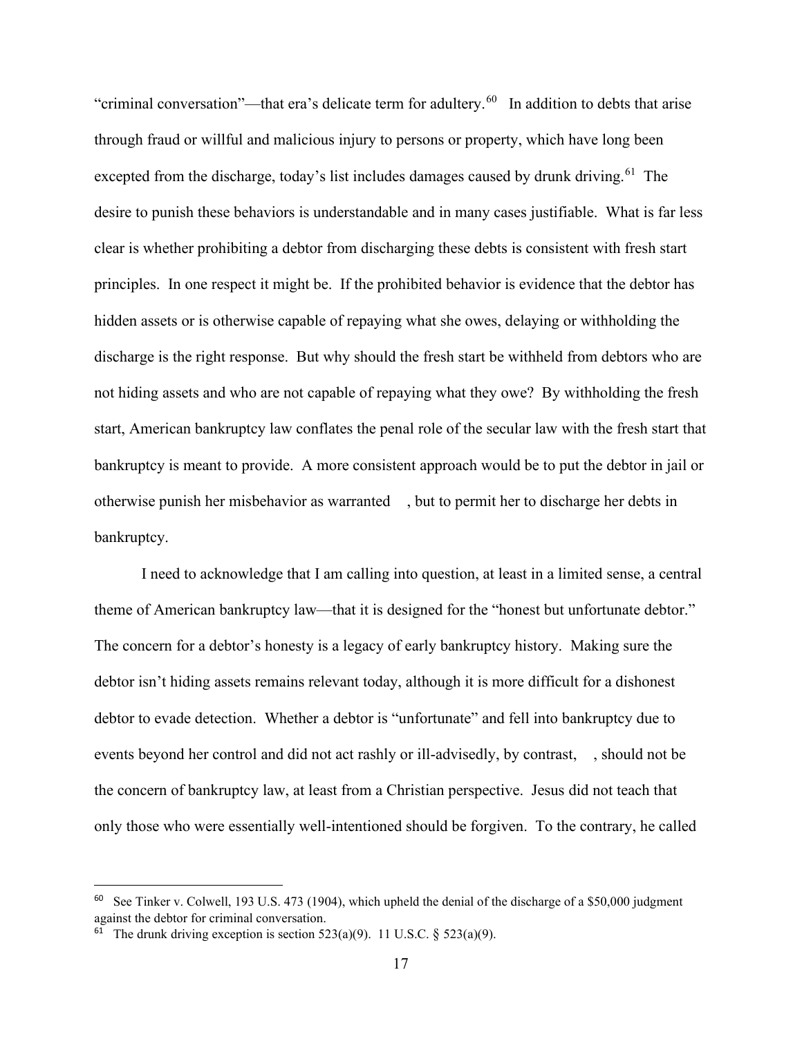"criminal conversation"—that era's delicate term for adultery.[60] In addition to debts that arise through fraud or willful and malicious injury to persons or property, which have long been excepted from the discharge, today's list includes damages caused by drunk driving.[61] The desire to punish these behaviors is understandable and in many cases justifiable. What is far less clear is whether prohibiting a debtor from discharging these debts is consistent with fresh start principles. In one respect it might be. If the prohibited behavior is evidence that the debtor has hidden assets or is otherwise capable of repaying what she owes, delaying or withholding the discharge is the right response. But why should the fresh start be withheld from debtors who are not hiding assets and who are not capable of repaying what they owe? By withholding the fresh start, American bankruptcy law conflates the penal role of the secular law with the fresh start that bankruptcy is meant to provide. A more consistent approach would be to put the debtor in jail or otherwise punish her misbehavior as warranted , but to permit her to discharge her debts in bankruptcy.

I need to acknowledge that I am calling into question, at least in a limited sense, a central theme of American bankruptcy law—that it is designed for the "honest but unfortunate debtor." The concern for a debtor's honesty is a legacy of early bankruptcy history. Making sure the debtor isn't hiding assets remains relevant today, although it is more difficult for a dishonest debtor to evade detection. Whether a debtor is "unfortunate" and fell into bankruptcy due to events beyond her control and did not act rashly or ill-advisedly, by contrast, , should not be the concern of bankruptcy law, at least from a Christian perspective. Jesus did not teach that only those who were essentially well-intentioned should be forgiven. To the contrary, he called

---

[60] See Tinker v. Colwell, 193 U.S. 473 (1904), which upheld the denial of the discharge of a $50,000 judgment against the debtor for criminal conversation.

[61] The drunk driving exception is section 523(a)(9). 11 U.S.C. § 523(a)(9).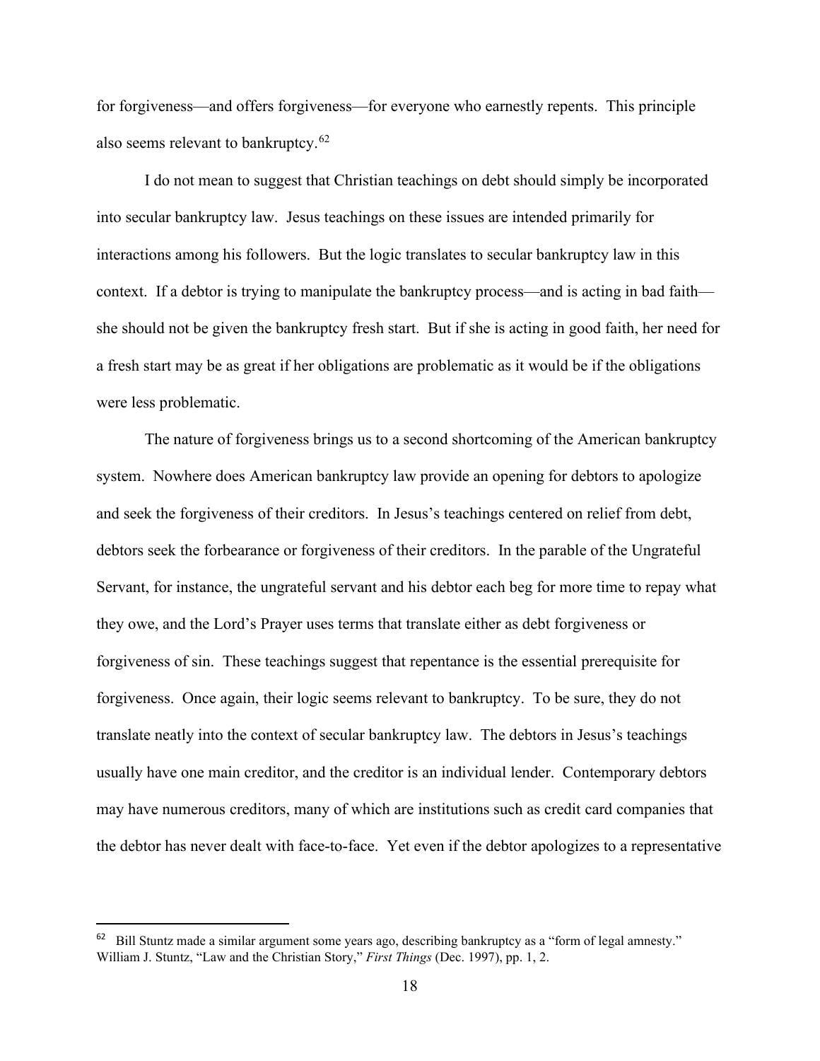for forgiveness—and offers forgiveness—for everyone who earnestly repents. This principle also seems relevant to bankruptcy.[62]

I do not mean to suggest that Christian teachings on debt should simply be incorporated into secular bankruptcy law. Jesus teachings on these issues are intended primarily for interactions among his followers. But the logic translates to secular bankruptcy law in this context. If a debtor is trying to manipulate the bankruptcy process—and is acting in bad faith—she should not be given the bankruptcy fresh start. But if she is acting in good faith, her need for a fresh start may be as great if her obligations are problematic as it would be if the obligations were less problematic.

The nature of forgiveness brings us to a second shortcoming of the American bankruptcy system. Nowhere does American bankruptcy law provide an opening for debtors to apologize and seek the forgiveness of their creditors. In Jesus's teachings centered on relief from debt, debtors seek the forbearance or forgiveness of their creditors. In the parable of the Ungrateful Servant, for instance, the ungrateful servant and his debtor each beg for more time to repay what they owe, and the Lord's Prayer uses terms that translate either as debt forgiveness or forgiveness of sin. These teachings suggest that repentance is the essential prerequisite for forgiveness. Once again, their logic seems relevant to bankruptcy. To be sure, they do not translate neatly into the context of secular bankruptcy law. The debtors in Jesus's teachings usually have one main creditor, and the creditor is an individual lender. Contemporary debtors may have numerous creditors, many of which are institutions such as credit card companies that the debtor has never dealt with face-to-face. Yet even if the debtor apologizes to a representative

---

[62] Bill Stuntz made a similar argument some years ago, describing bankruptcy as a "form of legal amnesty." William J. Stuntz, "Law and the Christian Story," *First Things* (Dec. 1997), pp. 1, 2.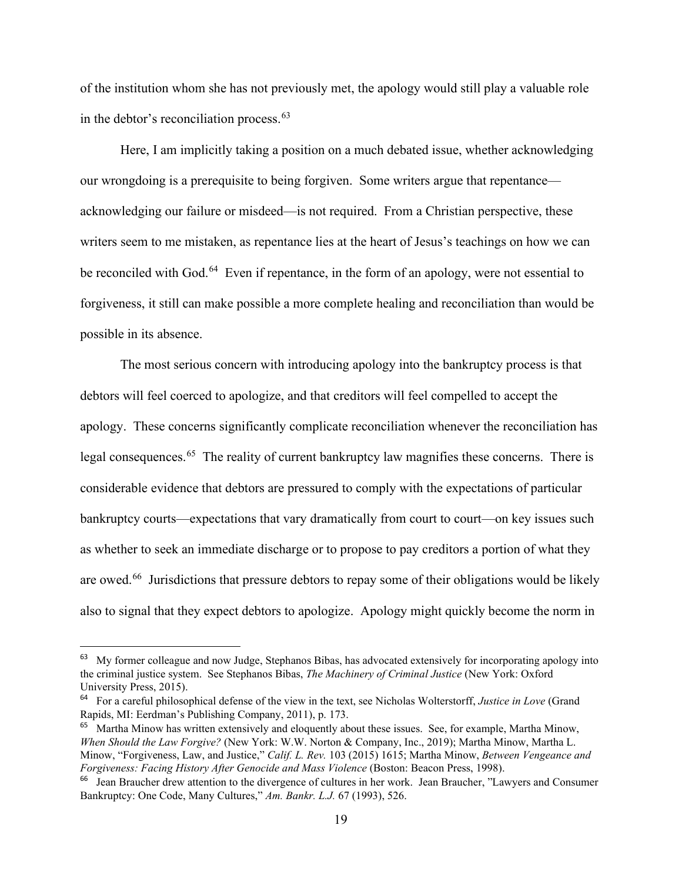of the institution whom she has not previously met, the apology would still play a valuable role in the debtor's reconciliation process.[63]

Here, I am implicitly taking a position on a much debated issue, whether acknowledging our wrongdoing is a prerequisite to being forgiven. Some writers argue that repentance—acknowledging our failure or misdeed—is not required. From a Christian perspective, these writers seem to me mistaken, as repentance lies at the heart of Jesus's teachings on how we can be reconciled with God.[64] Even if repentance, in the form of an apology, were not essential to forgiveness, it still can make possible a more complete healing and reconciliation than would be possible in its absence.

The most serious concern with introducing apology into the bankruptcy process is that debtors will feel coerced to apologize, and that creditors will feel compelled to accept the apology. These concerns significantly complicate reconciliation whenever the reconciliation has legal consequences.[65] The reality of current bankruptcy law magnifies these concerns. There is considerable evidence that debtors are pressured to comply with the expectations of particular bankruptcy courts—expectations that vary dramatically from court to court—on key issues such as whether to seek an immediate discharge or to propose to pay creditors a portion of what they are owed.[66] Jurisdictions that pressure debtors to repay some of their obligations would be likely also to signal that they expect debtors to apologize. Apology might quickly become the norm in

---

[63] My former colleague and now Judge, Stephanos Bibas, has advocated extensively for incorporating apology into the criminal justice system. See Stephanos Bibas, *The Machinery of Criminal Justice* (New York: Oxford University Press, 2015).

[64] For a careful philosophical defense of the view in the text, see Nicholas Wolterstorff, *Justice in Love* (Grand Rapids, MI: Eerdman's Publishing Company, 2011), p. 173.

[65] Martha Minow has written extensively and eloquently about these issues. See, for example, Martha Minow, *When Should the Law Forgive?* (New York: W.W. Norton & Company, Inc., 2019); Martha Minow, Martha L. Minow, "Forgiveness, Law, and Justice," *Calif. L. Rev.* 103 (2015) 1615; Martha Minow, *Between Vengeance and Forgiveness: Facing History After Genocide and Mass Violence* (Boston: Beacon Press, 1998).

[66] Jean Braucher drew attention to the divergence of cultures in her work. Jean Braucher, "Lawyers and Consumer Bankruptcy: One Code, Many Cultures," *Am. Bankr. L.J.* 67 (1993), 526.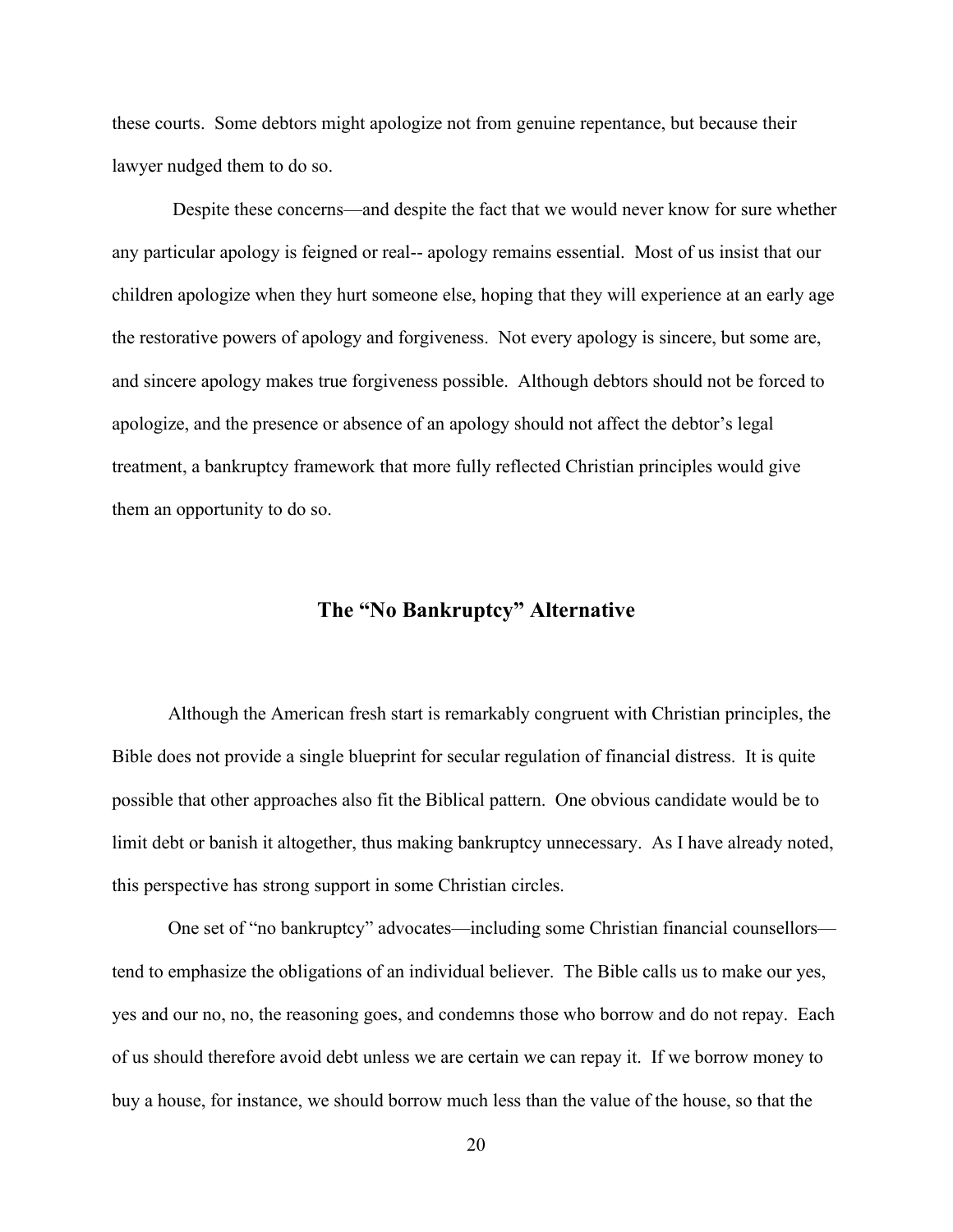these courts. Some debtors might apologize not from genuine repentance, but because their lawyer nudged them to do so.

Despite these concerns—and despite the fact that we would never know for sure whether any particular apology is feigned or real-- apology remains essential. Most of us insist that our children apologize when they hurt someone else, hoping that they will experience at an early age the restorative powers of apology and forgiveness. Not every apology is sincere, but some are, and sincere apology makes true forgiveness possible. Although debtors should not be forced to apologize, and the presence or absence of an apology should not affect the debtor's legal treatment, a bankruptcy framework that more fully reflected Christian principles would give them an opportunity to do so.

## The "No Bankruptcy" Alternative

Although the American fresh start is remarkably congruent with Christian principles, the Bible does not provide a single blueprint for secular regulation of financial distress. It is quite possible that other approaches also fit the Biblical pattern. One obvious candidate would be to limit debt or banish it altogether, thus making bankruptcy unnecessary. As I have already noted, this perspective has strong support in some Christian circles.

One set of "no bankruptcy" advocates—including some Christian financial counsellors—tend to emphasize the obligations of an individual believer. The Bible calls us to make our yes, yes and our no, no, the reasoning goes, and condemns those who borrow and do not repay. Each of us should therefore avoid debt unless we are certain we can repay it. If we borrow money to buy a house, for instance, we should borrow much less than the value of the house, so that the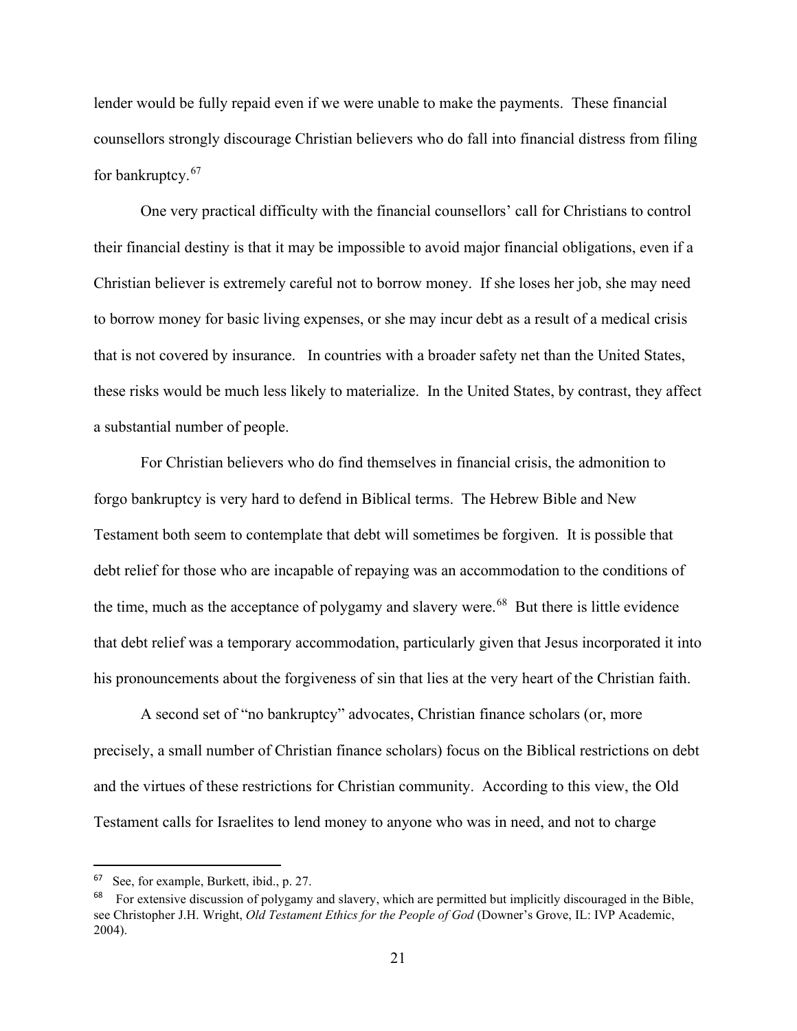lender would be fully repaid even if we were unable to make the payments. These financial counsellors strongly discourage Christian believers who do fall into financial distress from filing for bankruptcy.[67]

One very practical difficulty with the financial counsellors' call for Christians to control their financial destiny is that it may be impossible to avoid major financial obligations, even if a Christian believer is extremely careful not to borrow money. If she loses her job, she may need to borrow money for basic living expenses, or she may incur debt as a result of a medical crisis that is not covered by insurance. In countries with a broader safety net than the United States, these risks would be much less likely to materialize. In the United States, by contrast, they affect a substantial number of people.

For Christian believers who do find themselves in financial crisis, the admonition to forgo bankruptcy is very hard to defend in Biblical terms. The Hebrew Bible and New Testament both seem to contemplate that debt will sometimes be forgiven. It is possible that debt relief for those who are incapable of repaying was an accommodation to the conditions of the time, much as the acceptance of polygamy and slavery were.[68] But there is little evidence that debt relief was a temporary accommodation, particularly given that Jesus incorporated it into his pronouncements about the forgiveness of sin that lies at the very heart of the Christian faith.

A second set of "no bankruptcy" advocates, Christian finance scholars (or, more precisely, a small number of Christian finance scholars) focus on the Biblical restrictions on debt and the virtues of these restrictions for Christian community. According to this view, the Old Testament calls for Israelites to lend money to anyone who was in need, and not to charge

---

[67] See, for example, Burkett, ibid., p. 27.

[68] For extensive discussion of polygamy and slavery, which are permitted but implicitly discouraged in the Bible, see Christopher J.H. Wright, *Old Testament Ethics for the People of God* (Downer's Grove, IL: IVP Academic, 2004).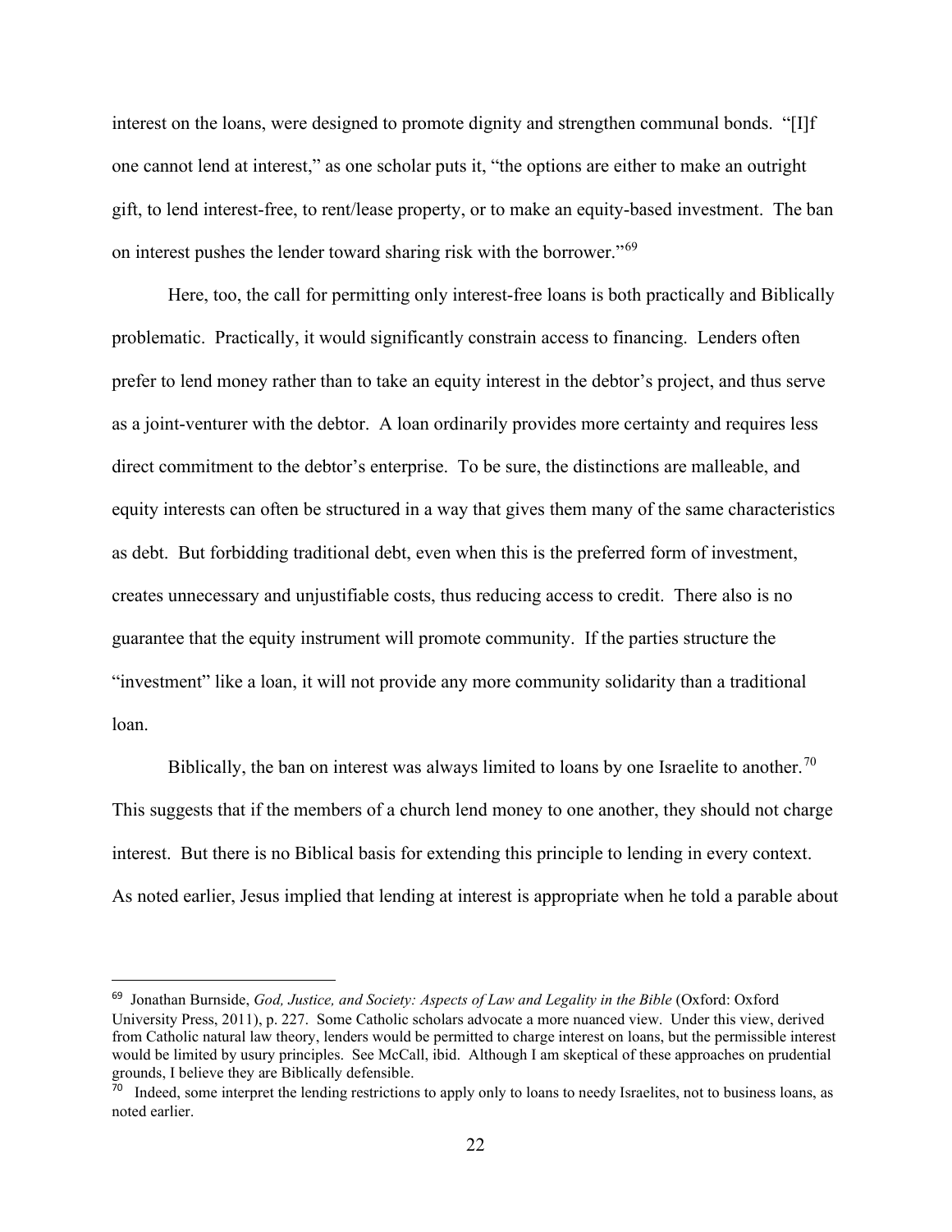interest on the loans, were designed to promote dignity and strengthen communal bonds. "[I]f one cannot lend at interest," as one scholar puts it, "the options are either to make an outright gift, to lend interest-free, to rent/lease property, or to make an equity-based investment. The ban on interest pushes the lender toward sharing risk with the borrower."[69]

Here, too, the call for permitting only interest-free loans is both practically and Biblically problematic. Practically, it would significantly constrain access to financing. Lenders often prefer to lend money rather than to take an equity interest in the debtor's project, and thus serve as a joint-venturer with the debtor. A loan ordinarily provides more certainty and requires less direct commitment to the debtor's enterprise. To be sure, the distinctions are malleable, and equity interests can often be structured in a way that gives them many of the same characteristics as debt. But forbidding traditional debt, even when this is the preferred form of investment, creates unnecessary and unjustifiable costs, thus reducing access to credit. There also is no guarantee that the equity instrument will promote community. If the parties structure the "investment" like a loan, it will not provide any more community solidarity than a traditional loan.

Biblically, the ban on interest was always limited to loans by one Israelite to another.[70] This suggests that if the members of a church lend money to one another, they should not charge interest. But there is no Biblical basis for extending this principle to lending in every context. As noted earlier, Jesus implied that lending at interest is appropriate when he told a parable about

---

[69] Jonathan Burnside, *God, Justice, and Society: Aspects of Law and Legality in the Bible* (Oxford: Oxford University Press, 2011), p. 227. Some Catholic scholars advocate a more nuanced view. Under this view, derived from Catholic natural law theory, lenders would be permitted to charge interest on loans, but the permissible interest would be limited by usury principles. See McCall, ibid. Although I am skeptical of these approaches on prudential grounds, I believe they are Biblically defensible.

[70] Indeed, some interpret the lending restrictions to apply only to loans to needy Israelites, not to business loans, as noted earlier.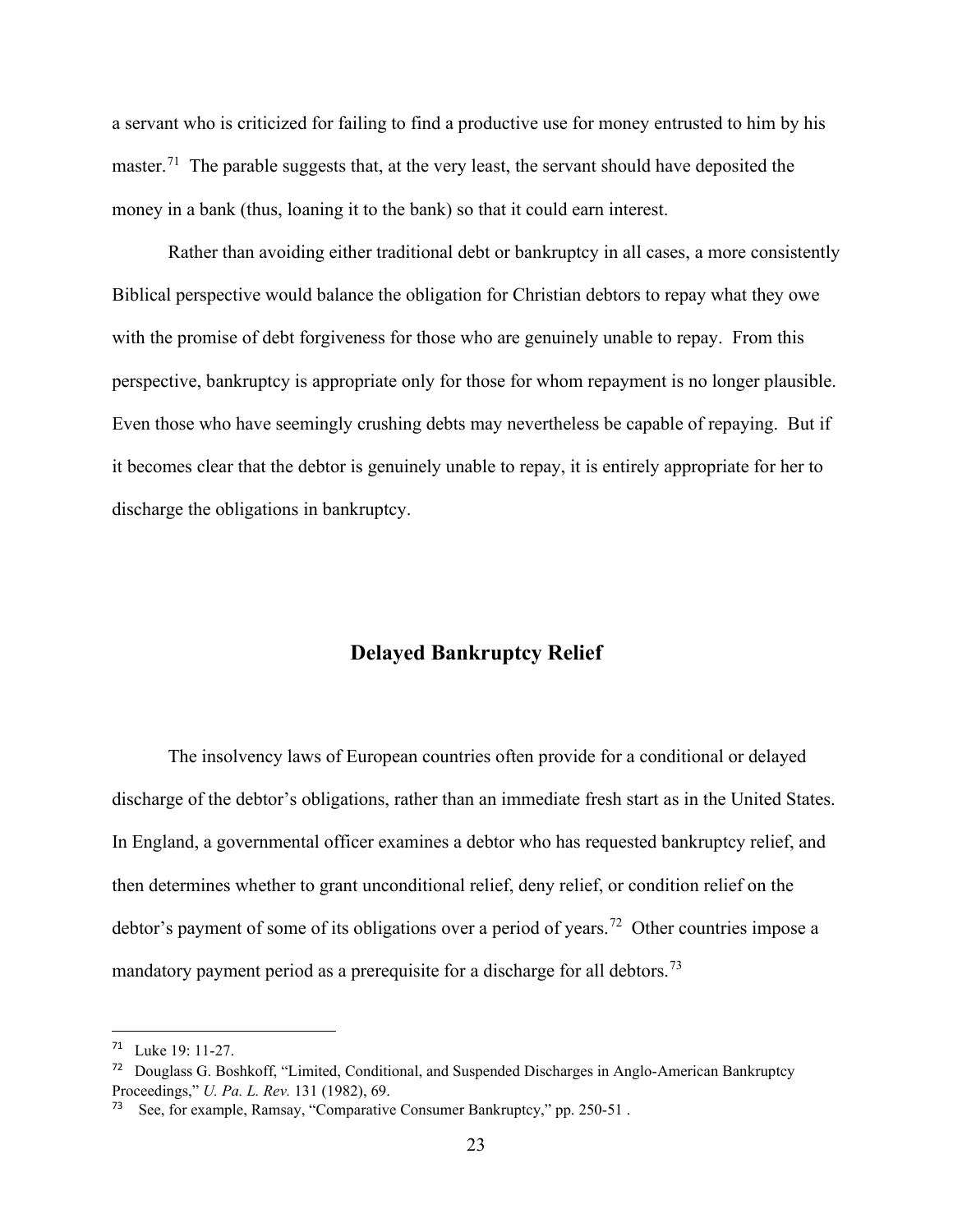a servant who is criticized for failing to find a productive use for money entrusted to him by his master.[71] The parable suggests that, at the very least, the servant should have deposited the money in a bank (thus, loaning it to the bank) so that it could earn interest.

Rather than avoiding either traditional debt or bankruptcy in all cases, a more consistently Biblical perspective would balance the obligation for Christian debtors to repay what they owe with the promise of debt forgiveness for those who are genuinely unable to repay. From this perspective, bankruptcy is appropriate only for those for whom repayment is no longer plausible. Even those who have seemingly crushing debts may nevertheless be capable of repaying. But if it becomes clear that the debtor is genuinely unable to repay, it is entirely appropriate for her to discharge the obligations in bankruptcy.

## Delayed Bankruptcy Relief

The insolvency laws of European countries often provide for a conditional or delayed discharge of the debtor's obligations, rather than an immediate fresh start as in the United States. In England, a governmental officer examines a debtor who has requested bankruptcy relief, and then determines whether to grant unconditional relief, deny relief, or condition relief on the debtor's payment of some of its obligations over a period of years.[72] Other countries impose a mandatory payment period as a prerequisite for a discharge for all debtors.[73]

---

[71] Luke 19: 11-27.

[72] Douglass G. Boshkoff, "Limited, Conditional, and Suspended Discharges in Anglo-American Bankruptcy Proceedings," *U. Pa. L. Rev.* 131 (1982), 69.

[73] See, for example, Ramsay, "Comparative Consumer Bankruptcy," pp. 250-51 .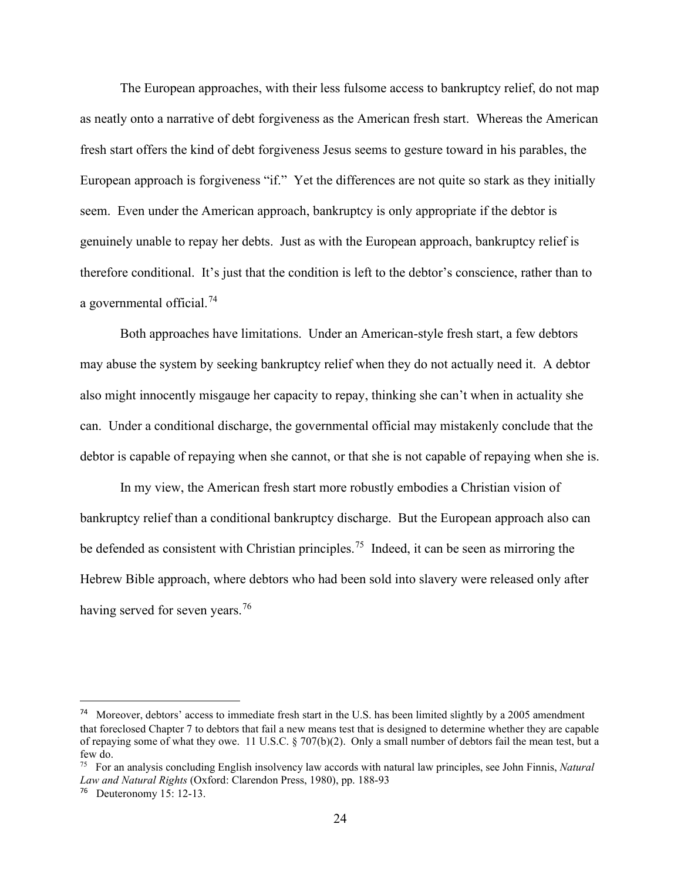The European approaches, with their less fulsome access to bankruptcy relief, do not map as neatly onto a narrative of debt forgiveness as the American fresh start. Whereas the American fresh start offers the kind of debt forgiveness Jesus seems to gesture toward in his parables, the European approach is forgiveness "if." Yet the differences are not quite so stark as they initially seem. Even under the American approach, bankruptcy is only appropriate if the debtor is genuinely unable to repay her debts. Just as with the European approach, bankruptcy relief is therefore conditional. It's just that the condition is left to the debtor's conscience, rather than to a governmental official.[74]

Both approaches have limitations. Under an American-style fresh start, a few debtors may abuse the system by seeking bankruptcy relief when they do not actually need it. A debtor also might innocently misgauge her capacity to repay, thinking she can't when in actuality she can. Under a conditional discharge, the governmental official may mistakenly conclude that the debtor is capable of repaying when she cannot, or that she is not capable of repaying when she is.

In my view, the American fresh start more robustly embodies a Christian vision of bankruptcy relief than a conditional bankruptcy discharge. But the European approach also can be defended as consistent with Christian principles.[75] Indeed, it can be seen as mirroring the Hebrew Bible approach, where debtors who had been sold into slavery were released only after having served for seven years.[76]

---

[74] Moreover, debtors' access to immediate fresh start in the U.S. has been limited slightly by a 2005 amendment that foreclosed Chapter 7 to debtors that fail a new means test that is designed to determine whether they are capable of repaying some of what they owe. 11 U.S.C. § 707(b)(2). Only a small number of debtors fail the mean test, but a few do.

[75] For an analysis concluding English insolvency law accords with natural law principles, see John Finnis, *Natural Law and Natural Rights* (Oxford: Clarendon Press, 1980), pp. 188-93

[76] Deuteronomy 15: 12-13.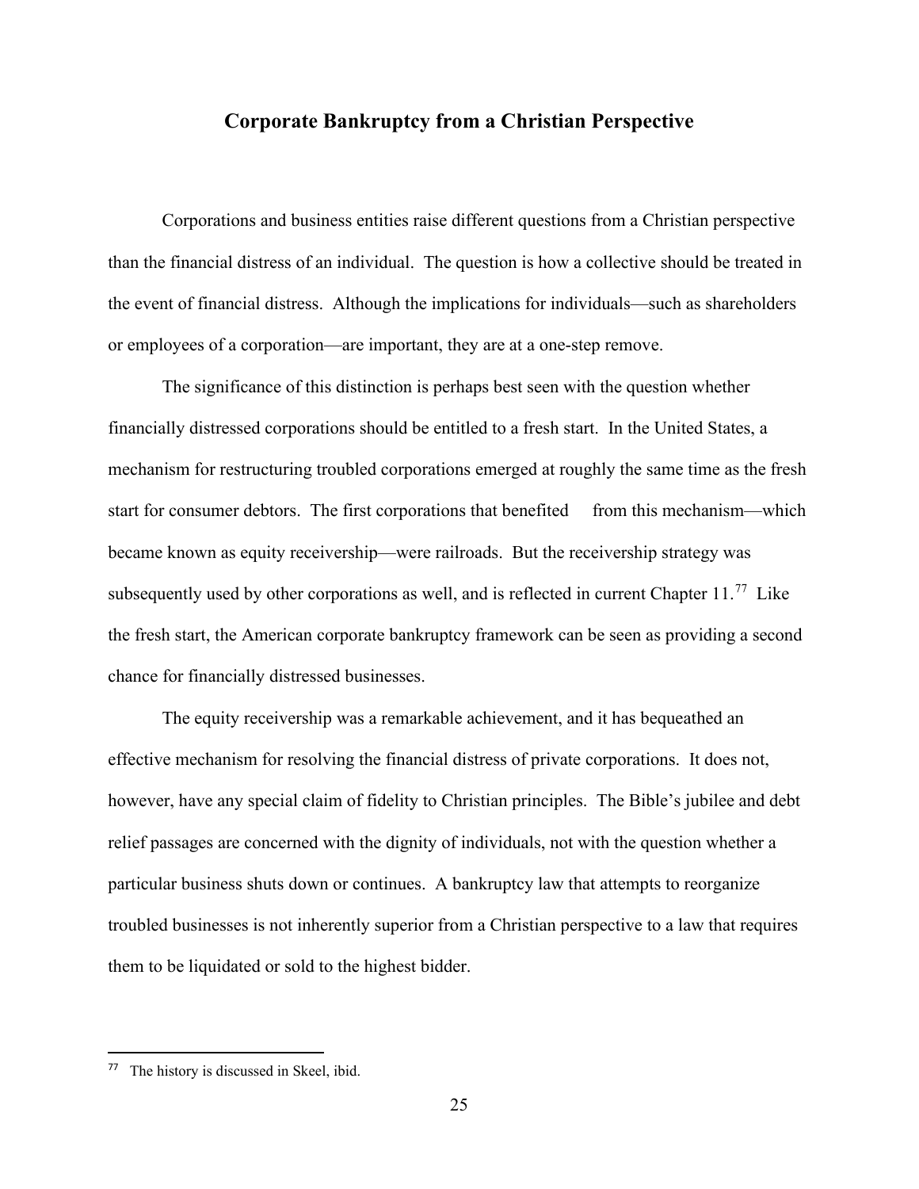## Corporate Bankruptcy from a Christian Perspective

Corporations and business entities raise different questions from a Christian perspective than the financial distress of an individual. The question is how a collective should be treated in the event of financial distress. Although the implications for individuals—such as shareholders or employees of a corporation—are important, they are at a one-step remove.

The significance of this distinction is perhaps best seen with the question whether financially distressed corporations should be entitled to a fresh start. In the United States, a mechanism for restructuring troubled corporations emerged at roughly the same time as the fresh start for consumer debtors. The first corporations that benefited from this mechanism—which became known as equity receivership—were railroads. But the receivership strategy was subsequently used by other corporations as well, and is reflected in current Chapter 11.[77] Like the fresh start, the American corporate bankruptcy framework can be seen as providing a second chance for financially distressed businesses.

The equity receivership was a remarkable achievement, and it has bequeathed an effective mechanism for resolving the financial distress of private corporations. It does not, however, have any special claim of fidelity to Christian principles. The Bible's jubilee and debt relief passages are concerned with the dignity of individuals, not with the question whether a particular business shuts down or continues. A bankruptcy law that attempts to reorganize troubled businesses is not inherently superior from a Christian perspective to a law that requires them to be liquidated or sold to the highest bidder.

---

[77] The history is discussed in Skeel, ibid.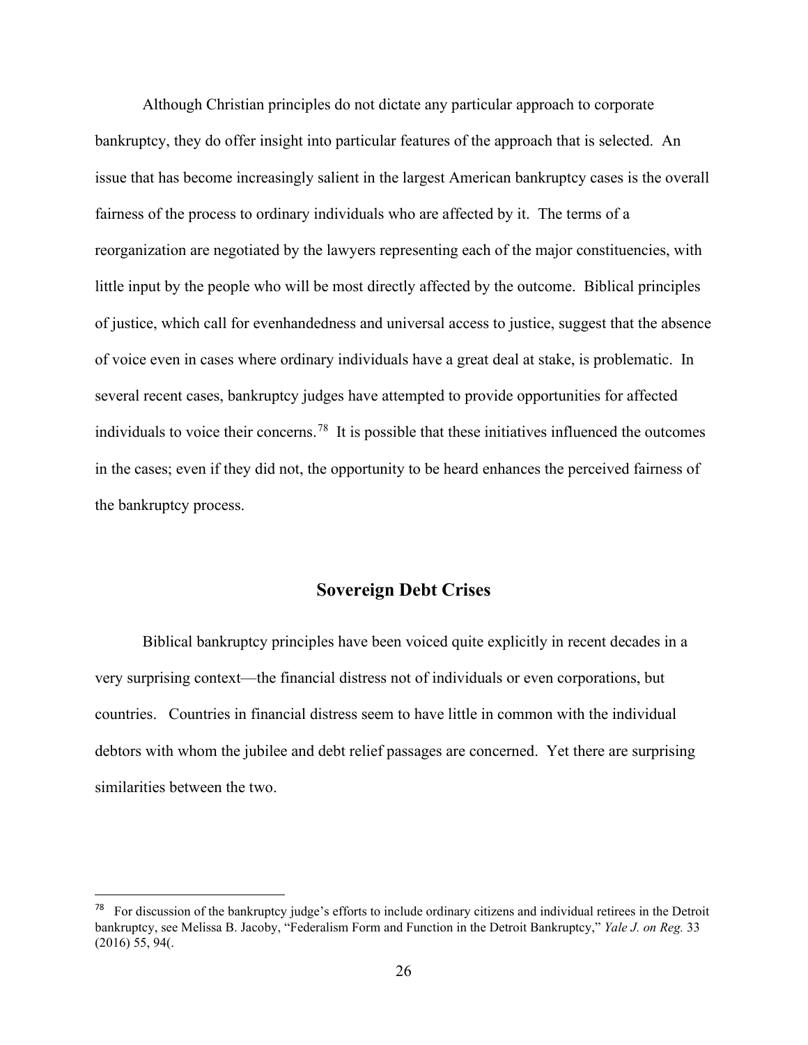Although Christian principles do not dictate any particular approach to corporate bankruptcy, they do offer insight into particular features of the approach that is selected. An issue that has become increasingly salient in the largest American bankruptcy cases is the overall fairness of the process to ordinary individuals who are affected by it. The terms of a reorganization are negotiated by the lawyers representing each of the major constituencies, with little input by the people who will be most directly affected by the outcome. Biblical principles of justice, which call for evenhandedness and universal access to justice, suggest that the absence of voice even in cases where ordinary individuals have a great deal at stake, is problematic. In several recent cases, bankruptcy judges have attempted to provide opportunities for affected individuals to voice their concerns.[78] It is possible that these initiatives influenced the outcomes in the cases; even if they did not, the opportunity to be heard enhances the perceived fairness of the bankruptcy process.

## Sovereign Debt Crises

Biblical bankruptcy principles have been voiced quite explicitly in recent decades in a very surprising context—the financial distress not of individuals or even corporations, but countries. Countries in financial distress seem to have little in common with the individual debtors with whom the jubilee and debt relief passages are concerned. Yet there are surprising similarities between the two.

---

[78] For discussion of the bankruptcy judge's efforts to include ordinary citizens and individual retirees in the Detroit bankruptcy, see Melissa B. Jacoby, "Federalism Form and Function in the Detroit Bankruptcy," *Yale J. on Reg.* 33 (2016) 55, 94(.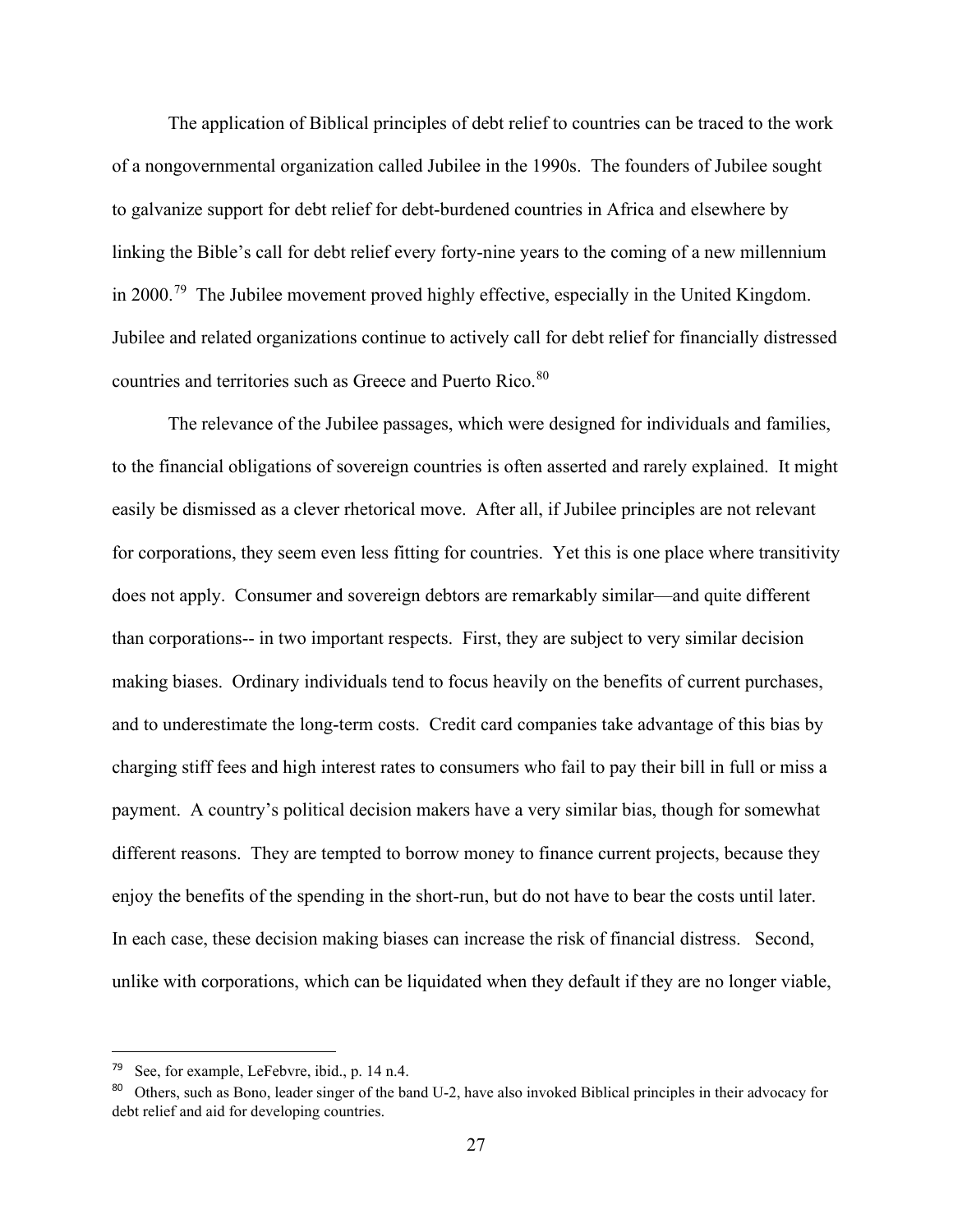The application of Biblical principles of debt relief to countries can be traced to the work of a nongovernmental organization called Jubilee in the 1990s. The founders of Jubilee sought to galvanize support for debt relief for debt-burdened countries in Africa and elsewhere by linking the Bible's call for debt relief every forty-nine years to the coming of a new millennium in 2000.[79] The Jubilee movement proved highly effective, especially in the United Kingdom. Jubilee and related organizations continue to actively call for debt relief for financially distressed countries and territories such as Greece and Puerto Rico.[80]

The relevance of the Jubilee passages, which were designed for individuals and families, to the financial obligations of sovereign countries is often asserted and rarely explained. It might easily be dismissed as a clever rhetorical move. After all, if Jubilee principles are not relevant for corporations, they seem even less fitting for countries. Yet this is one place where transitivity does not apply. Consumer and sovereign debtors are remarkably similar—and quite different than corporations-- in two important respects. First, they are subject to very similar decision making biases. Ordinary individuals tend to focus heavily on the benefits of current purchases, and to underestimate the long-term costs. Credit card companies take advantage of this bias by charging stiff fees and high interest rates to consumers who fail to pay their bill in full or miss a payment. A country's political decision makers have a very similar bias, though for somewhat different reasons. They are tempted to borrow money to finance current projects, because they enjoy the benefits of the spending in the short-run, but do not have to bear the costs until later. In each case, these decision making biases can increase the risk of financial distress. Second, unlike with corporations, which can be liquidated when they default if they are no longer viable,

---

[79] See, for example, LeFebvre, ibid., p. 14 n.4.

[80] Others, such as Bono, leader singer of the band U-2, have also invoked Biblical principles in their advocacy for debt relief and aid for developing countries.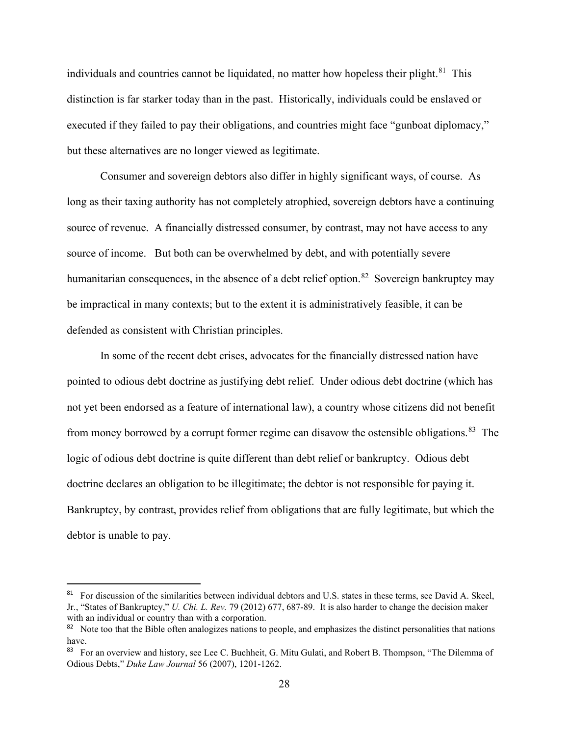individuals and countries cannot be liquidated, no matter how hopeless their plight.[81] This distinction is far starker today than in the past. Historically, individuals could be enslaved or executed if they failed to pay their obligations, and countries might face "gunboat diplomacy," but these alternatives are no longer viewed as legitimate.

Consumer and sovereign debtors also differ in highly significant ways, of course. As long as their taxing authority has not completely atrophied, sovereign debtors have a continuing source of revenue. A financially distressed consumer, by contrast, may not have access to any source of income. But both can be overwhelmed by debt, and with potentially severe humanitarian consequences, in the absence of a debt relief option.[82] Sovereign bankruptcy may be impractical in many contexts; but to the extent it is administratively feasible, it can be defended as consistent with Christian principles.

In some of the recent debt crises, advocates for the financially distressed nation have pointed to odious debt doctrine as justifying debt relief. Under odious debt doctrine (which has not yet been endorsed as a feature of international law), a country whose citizens did not benefit from money borrowed by a corrupt former regime can disavow the ostensible obligations.[83] The logic of odious debt doctrine is quite different than debt relief or bankruptcy. Odious debt doctrine declares an obligation to be illegitimate; the debtor is not responsible for paying it. Bankruptcy, by contrast, provides relief from obligations that are fully legitimate, but which the debtor is unable to pay.

---

[81] For discussion of the similarities between individual debtors and U.S. states in these terms, see David A. Skeel, Jr., "States of Bankruptcy," *U. Chi. L. Rev.* 79 (2012) 677, 687-89. It is also harder to change the decision maker with an individual or country than with a corporation.

[82] Note too that the Bible often analogizes nations to people, and emphasizes the distinct personalities that nations have.

[83] For an overview and history, see Lee C. Buchheit, G. Mitu Gulati, and Robert B. Thompson, "The Dilemma of Odious Debts," *Duke Law Journal* 56 (2007), 1201-1262.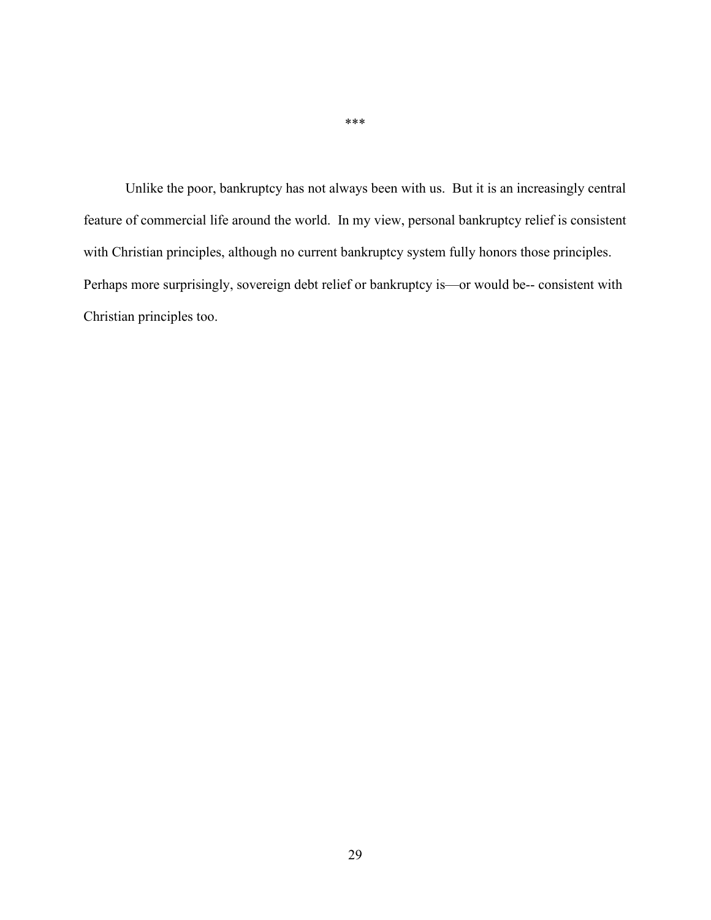***

Unlike the poor, bankruptcy has not always been with us. But it is an increasingly central feature of commercial life around the world. In my view, personal bankruptcy relief is consistent with Christian principles, although no current bankruptcy system fully honors those principles. Perhaps more surprisingly, sovereign debt relief or bankruptcy is—or would be-- consistent with Christian principles too.